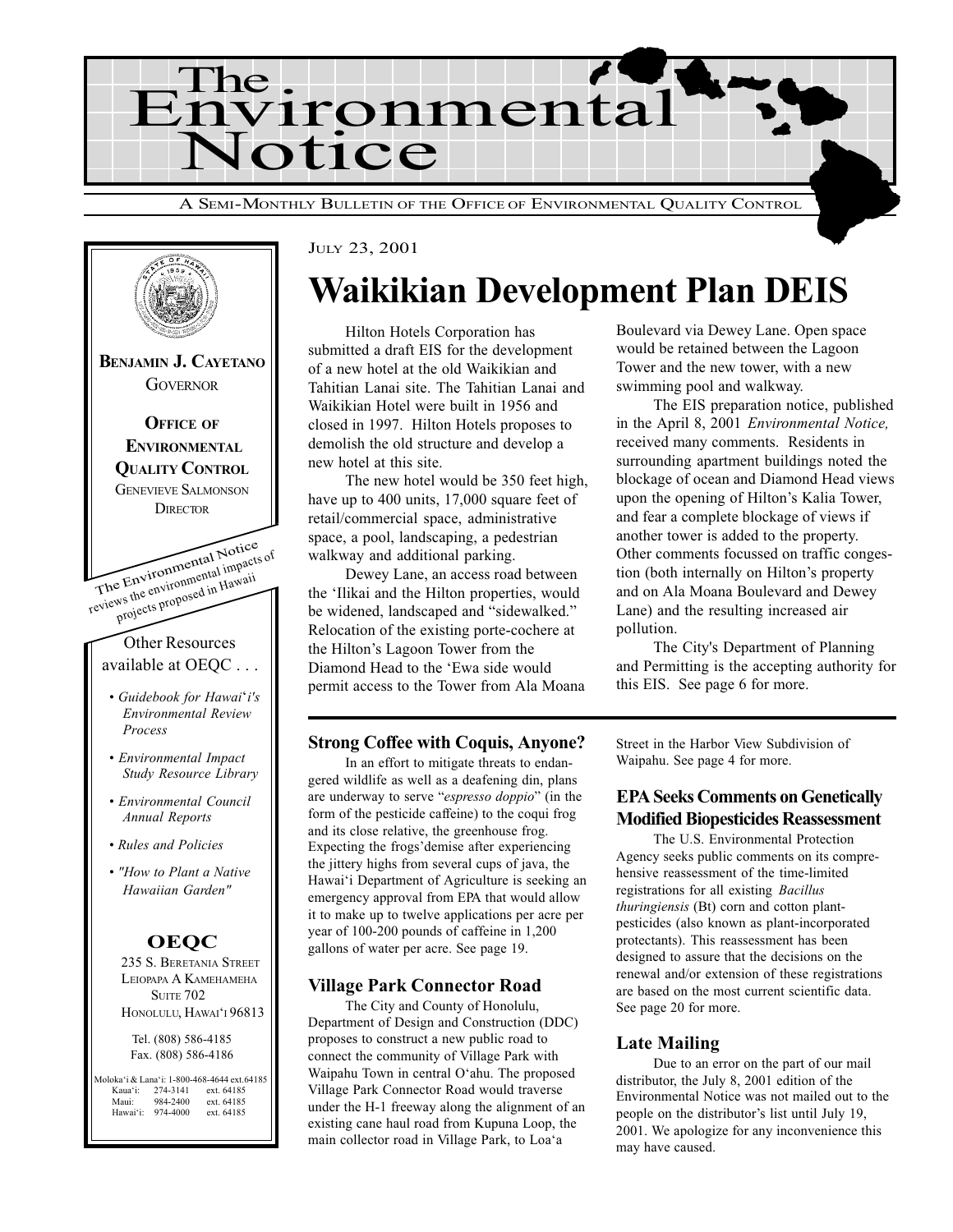# The Environmental Notice

A SEMI-MONTHLY BULLETIN OF THE OFFICE OF ENVIRONMENTAL QUALITY CONTROL

**BENJAMIN J. CAYETANO**
GOVERNOR

**OFFICE OF ENVIRONMENTAL QUALITY CONTROL**
GENEVIEVE SALMONSON
DIRECTOR

The Environmental Notice reviews the environmental impacts of projects proposed in Hawaii

Other Resources available at OEQC . . .

- *Guidebook for Hawai'i's Environmental Review Process*
- *Environmental Impact Study Resource Library*
- *Environmental Council Annual Reports*
- *Rules and Policies*
- *"How to Plant a Native Hawaiian Garden"*

**OEQC**
235 S. BERETANIA STREET
LEIOPAPA A KAMEHAMEHA
SUITE 702
HONOLULU, HAWAI'I 96813

Tel. (808) 586-4185
Fax. (808) 586-4186

| | | |
|---|---|---|
| Moloka'i & Lana'i: | 1-800-468-4644 | ext.64185 |
| Kaua'i: | 274-3141 | ext. 64185 |
| Maui: | 984-2400 | ext. 64185 |
| Hawai'i: | 974-4000 | ext. 64185 |

JULY 23, 2001

# Waikikian Development Plan DEIS

Hilton Hotels Corporation has submitted a draft EIS for the development of a new hotel at the old Waikikian and Tahitian Lanai site. The Tahitian Lanai and Waikikian Hotel were built in 1956 and closed in 1997. Hilton Hotels proposes to demolish the old structure and develop a new hotel at this site.

The new hotel would be 350 feet high, have up to 400 units, 17,000 square feet of retail/commercial space, administrative space, a pool, landscaping, a pedestrian walkway and additional parking.

Dewey Lane, an access road between the 'Ilikai and the Hilton properties, would be widened, landscaped and "sidewalked." Relocation of the existing porte-cochere at the Hilton's Lagoon Tower from the Diamond Head to the 'Ewa side would permit access to the Tower from Ala Moana Boulevard via Dewey Lane. Open space would be retained between the Lagoon Tower and the new tower, with a new swimming pool and walkway.

The EIS preparation notice, published in the April 8, 2001 *Environmental Notice,* received many comments. Residents in surrounding apartment buildings noted the blockage of ocean and Diamond Head views upon the opening of Hilton's Kalia Tower, and fear a complete blockage of views if another tower is added to the property. Other comments focussed on traffic congestion (both internally on Hilton's property and on Ala Moana Boulevard and Dewey Lane) and the resulting increased air pollution.

The City's Department of Planning and Permitting is the accepting authority for this EIS. See page 6 for more.

### Strong Coffee with Coquis, Anyone?

In an effort to mitigate threats to endangered wildlife as well as a deafening din, plans are underway to serve "*espresso doppio*" (in the form of the pesticide caffeine) to the coqui frog and its close relative, the greenhouse frog. Expecting the frogs'demise after experiencing the jittery highs from several cups of java, the Hawai'i Department of Agriculture is seeking an emergency approval from EPA that would allow it to make up to twelve applications per acre per year of 100-200 pounds of caffeine in 1,200 gallons of water per acre. See page 19.

### Village Park Connector Road

The City and County of Honolulu, Department of Design and Construction (DDC) proposes to construct a new public road to connect the community of Village Park with Waipahu Town in central O'ahu. The proposed Village Park Connector Road would traverse under the H-1 freeway along the alignment of an existing cane haul road from Kupuna Loop, the main collector road in Village Park, to Loa'a Street in the Harbor View Subdivision of Waipahu. See page 4 for more.

### EPA Seeks Comments on Genetically Modified Biopesticides Reassessment

The U.S. Environmental Protection Agency seeks public comments on its comprehensive reassessment of the time-limited registrations for all existing *Bacillus thuringiensis* (Bt) corn and cotton plant-pesticides (also known as plant-incorporated protectants). This reassessment has been designed to assure that the decisions on the renewal and/or extension of these registrations are based on the most current scientific data. See page 20 for more.

### Late Mailing

Due to an error on the part of our mail distributor, the July 8, 2001 edition of the Environmental Notice was not mailed out to the people on the distributor's list until July 19, 2001. We apologize for any inconvenience this may have caused.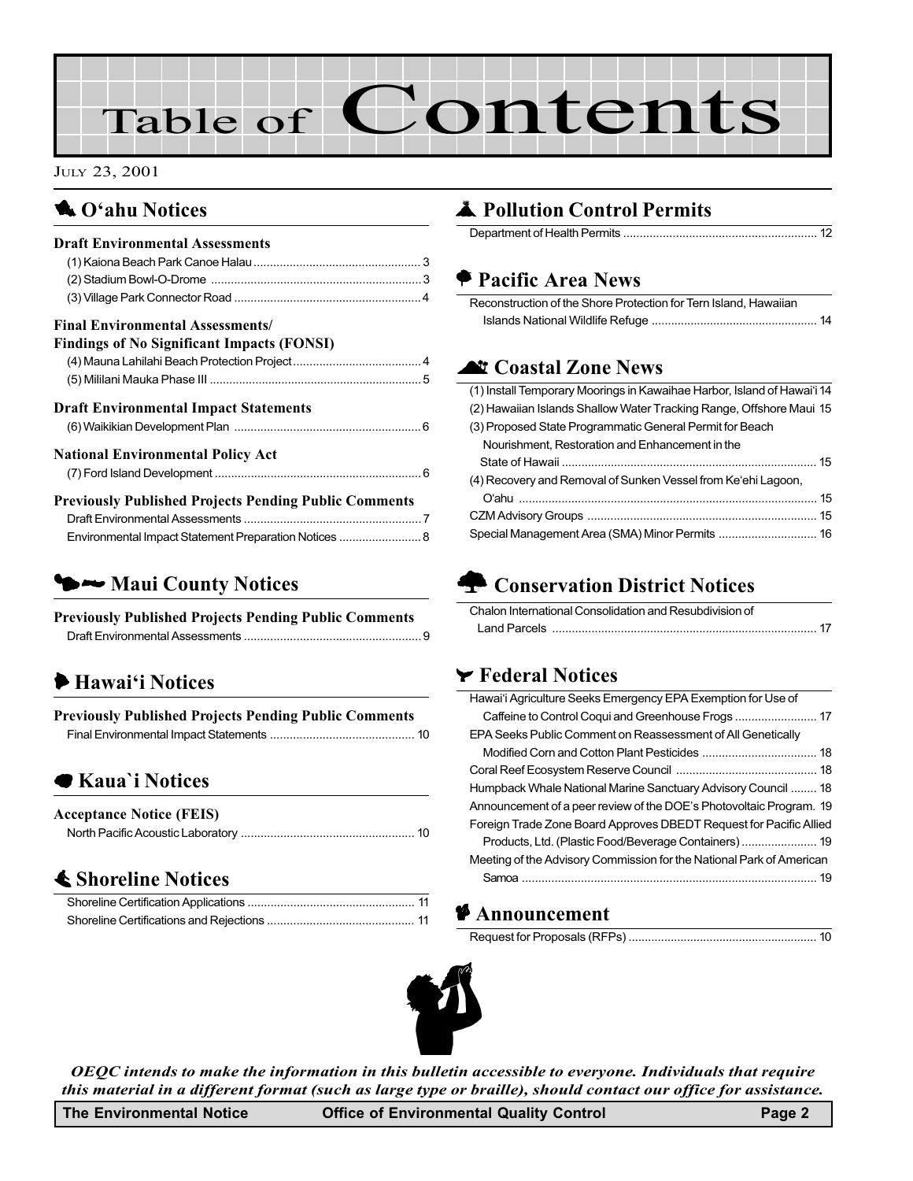# Table of Contents

JULY 23, 2001

## O'ahu Notices

### Draft Environmental Assessments

- (1) Kaiona Beach Park Canoe Halau .... 3
- (2) Stadium Bowl-O-Drome .... 3
- (3) Village Park Connector Road .... 4

### Final Environmental Assessments/ Findings of No Significant Impacts (FONSI)

- (4) Mauna Lahilahi Beach Protection Project .... 4
- (5) Mililani Mauka Phase III .... 5

### Draft Environmental Impact Statements

- (6) Waikikian Development Plan .... 6

### National Environmental Policy Act

- (7) Ford Island Development .... 6

### Previously Published Projects Pending Public Comments

- Draft Environmental Assessments .... 7
- Environmental Impact Statement Preparation Notices .... 8

## Maui County Notices

### Previously Published Projects Pending Public Comments

- Draft Environmental Assessments .... 9

## Hawai'i Notices

### Previously Published Projects Pending Public Comments

- Final Environmental Impact Statements .... 10

## Kaua`i Notices

### Acceptance Notice (FEIS)

- North Pacific Acoustic Laboratory .... 10

## Shoreline Notices

- Shoreline Certification Applications .... 11
- Shoreline Certifications and Rejections .... 11

## Pollution Control Permits

- Department of Health Permits .... 12

## Pacific Area News

- Reconstruction of the Shore Protection for Tern Island, Hawaiian Islands National Wildlife Refuge .... 14

## Coastal Zone News

- (1) Install Temporary Moorings in Kawaihae Harbor, Island of Hawai'i 14
- (2) Hawaiian Islands Shallow Water Tracking Range, Offshore Maui 15
- (3) Proposed State Programmatic General Permit for Beach Nourishment, Restoration and Enhancement in the State of Hawaii .... 15
- (4) Recovery and Removal of Sunken Vessel from Ke'ehi Lagoon, O'ahu .... 15
- CZM Advisory Groups .... 15
- Special Management Area (SMA) Minor Permits .... 16

## Conservation District Notices

- Chalon International Consolidation and Resubdivision of Land Parcels .... 17

## Federal Notices

- Hawai'i Agriculture Seeks Emergency EPA Exemption for Use of Caffeine to Control Coqui and Greenhouse Frogs .... 17
- EPA Seeks Public Comment on Reassessment of All Genetically Modified Corn and Cotton Plant Pesticides .... 18
- Coral Reef Ecosystem Reserve Council .... 18
- Humpback Whale National Marine Sanctuary Advisory Council .... 18
- Announcement of a peer review of the DOE's Photovoltaic Program. 19
- Foreign Trade Zone Board Approves DBEDT Request for Pacific Allied Products, Ltd. (Plastic Food/Beverage Containers) .... 19
- Meeting of the Advisory Commission for the National Park of American Samoa .... 19

## Announcement

- Request for Proposals (RFPs) .... 10

***OEQC intends to make the information in this bulletin accessible to everyone. Individuals that require this material in a different format (such as large type or braille), should contact our office for assistance.***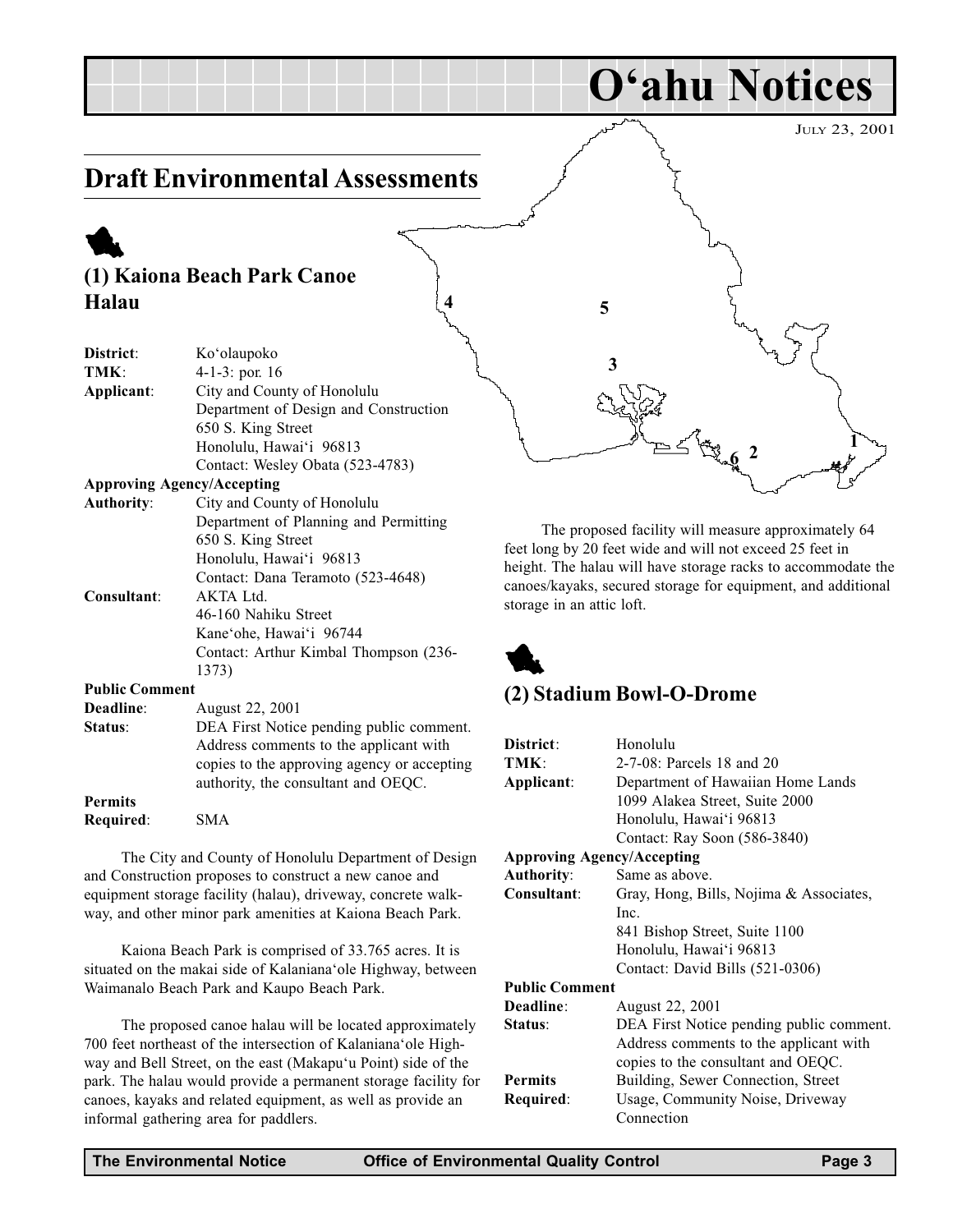# O'ahu Notices

JULY 23, 2001

## Draft Environmental Assessments

### (1) Kaiona Beach Park Canoe Halau

**District**: Ko'olaupoko
**TMK**: 4-1-3: por. 16
**Applicant**: City and County of Honolulu
Department of Design and Construction
650 S. King Street
Honolulu, Hawai'i 96813
Contact: Wesley Obata (523-4783)

**Approving Agency/Accepting Authority**: City and County of Honolulu
Department of Planning and Permitting
650 S. King Street
Honolulu, Hawai'i 96813
Contact: Dana Teramoto (523-4648)

**Consultant**: AKTA Ltd.
46-160 Nahiku Street
Kane'ohe, Hawai'i 96744
Contact: Arthur Kimbal Thompson (236-1373)

**Public Comment Deadline**: August 22, 2001

**Status**: DEA First Notice pending public comment. Address comments to the applicant with copies to the approving agency or accepting authority, the consultant and OEQC.

**Permits Required**: SMA

The City and County of Honolulu Department of Design and Construction proposes to construct a new canoe and equipment storage facility (halau), driveway, concrete walkway, and other minor park amenities at Kaiona Beach Park.

Kaiona Beach Park is comprised of 33.765 acres. It is situated on the makai side of Kalaniana'ole Highway, between Waimanalo Beach Park and Kaupo Beach Park.

The proposed canoe halau will be located approximately 700 feet northeast of the intersection of Kalaniana'ole Highway and Bell Street, on the east (Makapu'u Point) side of the park. The halau would provide a permanent storage facility for canoes, kayaks and related equipment, as well as provide an informal gathering area for paddlers.

The proposed facility will measure approximately 64 feet long by 20 feet wide and will not exceed 25 feet in height. The halau will have storage racks to accommodate the canoes/kayaks, secured storage for equipment, and additional storage in an attic loft.

### (2) Stadium Bowl-O-Drome

**District**: Honolulu
**TMK**: 2-7-08: Parcels 18 and 20
**Applicant**: Department of Hawaiian Home Lands
1099 Alakea Street, Suite 2000
Honolulu, Hawai'i 96813
Contact: Ray Soon (586-3840)

**Approving Agency/Accepting Authority**: Same as above.

**Consultant**: Gray, Hong, Bills, Nojima & Associates, Inc.
841 Bishop Street, Suite 1100
Honolulu, Hawai'i 96813
Contact: David Bills (521-0306)

**Public Comment Deadline**: August 22, 2001

**Status**: DEA First Notice pending public comment. Address comments to the applicant with copies to the consultant and OEQC.

**Permits Required**: Building, Sewer Connection, Street Usage, Community Noise, Driveway Connection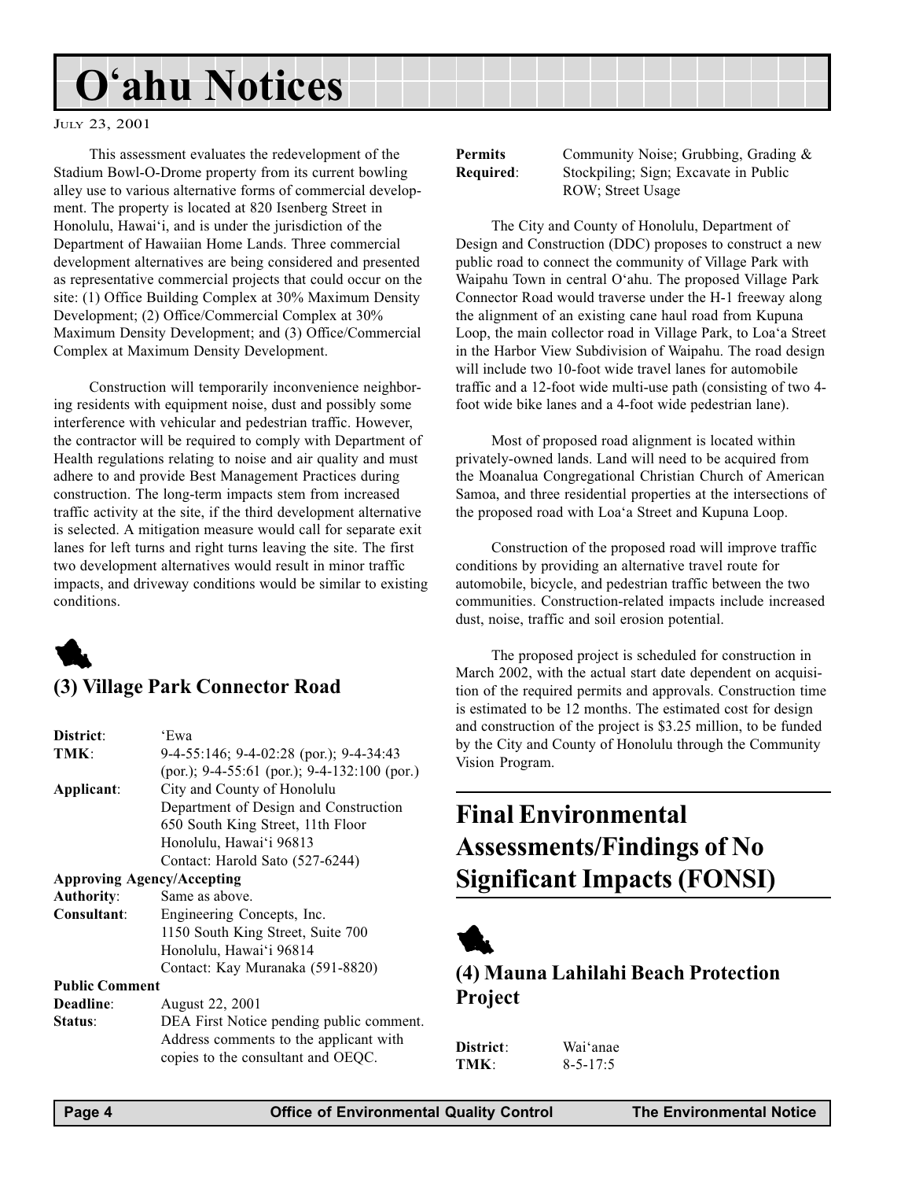# O'ahu Notices

JULY 23, 2001

This assessment evaluates the redevelopment of the Stadium Bowl-O-Drome property from its current bowling alley use to various alternative forms of commercial development. The property is located at 820 Isenberg Street in Honolulu, Hawai'i, and is under the jurisdiction of the Department of Hawaiian Home Lands. Three commercial development alternatives are being considered and presented as representative commercial projects that could occur on the site: (1) Office Building Complex at 30% Maximum Density Development; (2) Office/Commercial Complex at 30% Maximum Density Development; and (3) Office/Commercial Complex at Maximum Density Development.

Construction will temporarily inconvenience neighboring residents with equipment noise, dust and possibly some interference with vehicular and pedestrian traffic. However, the contractor will be required to comply with Department of Health regulations relating to noise and air quality and must adhere to and provide Best Management Practices during construction. The long-term impacts stem from increased traffic activity at the site, if the third development alternative is selected. A mitigation measure would call for separate exit lanes for left turns and right turns leaving the site. The first two development alternatives would result in minor traffic impacts, and driveway conditions would be similar to existing conditions.

## (3) Village Park Connector Road

**District**: 'Ewa
**TMK**: 9-4-55:146; 9-4-02:28 (por.); 9-4-34:43 (por.); 9-4-55:61 (por.); 9-4-132:100 (por.)
**Applicant**: City and County of Honolulu
Department of Design and Construction
650 South King Street, 11th Floor
Honolulu, Hawai'i 96813
Contact: Harold Sato (527-6244)
**Approving Agency/Accepting Authority**: Same as above.
**Consultant**: Engineering Concepts, Inc.
1150 South King Street, Suite 700
Honolulu, Hawai'i 96814
Contact: Kay Muranaka (591-8820)
**Public Comment Deadline**: August 22, 2001
**Status**: DEA First Notice pending public comment. Address comments to the applicant with copies to the consultant and OEQC.
**Permits Required**: Community Noise; Grubbing, Grading & Stockpiling; Sign; Excavate in Public ROW; Street Usage

The City and County of Honolulu, Department of Design and Construction (DDC) proposes to construct a new public road to connect the community of Village Park with Waipahu Town in central O'ahu. The proposed Village Park Connector Road would traverse under the H-1 freeway along the alignment of an existing cane haul road from Kupuna Loop, the main collector road in Village Park, to Loa'a Street in the Harbor View Subdivision of Waipahu. The road design will include two 10-foot wide travel lanes for automobile traffic and a 12-foot wide multi-use path (consisting of two 4-foot wide bike lanes and a 4-foot wide pedestrian lane).

Most of proposed road alignment is located within privately-owned lands. Land will need to be acquired from the Moanalua Congregational Christian Church of American Samoa, and three residential properties at the intersections of the proposed road with Loa'a Street and Kupuna Loop.

Construction of the proposed road will improve traffic conditions by providing an alternative travel route for automobile, bicycle, and pedestrian traffic between the two communities. Construction-related impacts include increased dust, noise, traffic and soil erosion potential.

The proposed project is scheduled for construction in March 2002, with the actual start date dependent on acquisition of the required permits and approvals. Construction time is estimated to be 12 months. The estimated cost for design and construction of the project is $3.25 million, to be funded by the City and County of Honolulu through the Community Vision Program.

# Final Environmental Assessments/Findings of No Significant Impacts (FONSI)

## (4) Mauna Lahilahi Beach Protection Project

**District**: Wai'anae
**TMK**: 8-5-17:5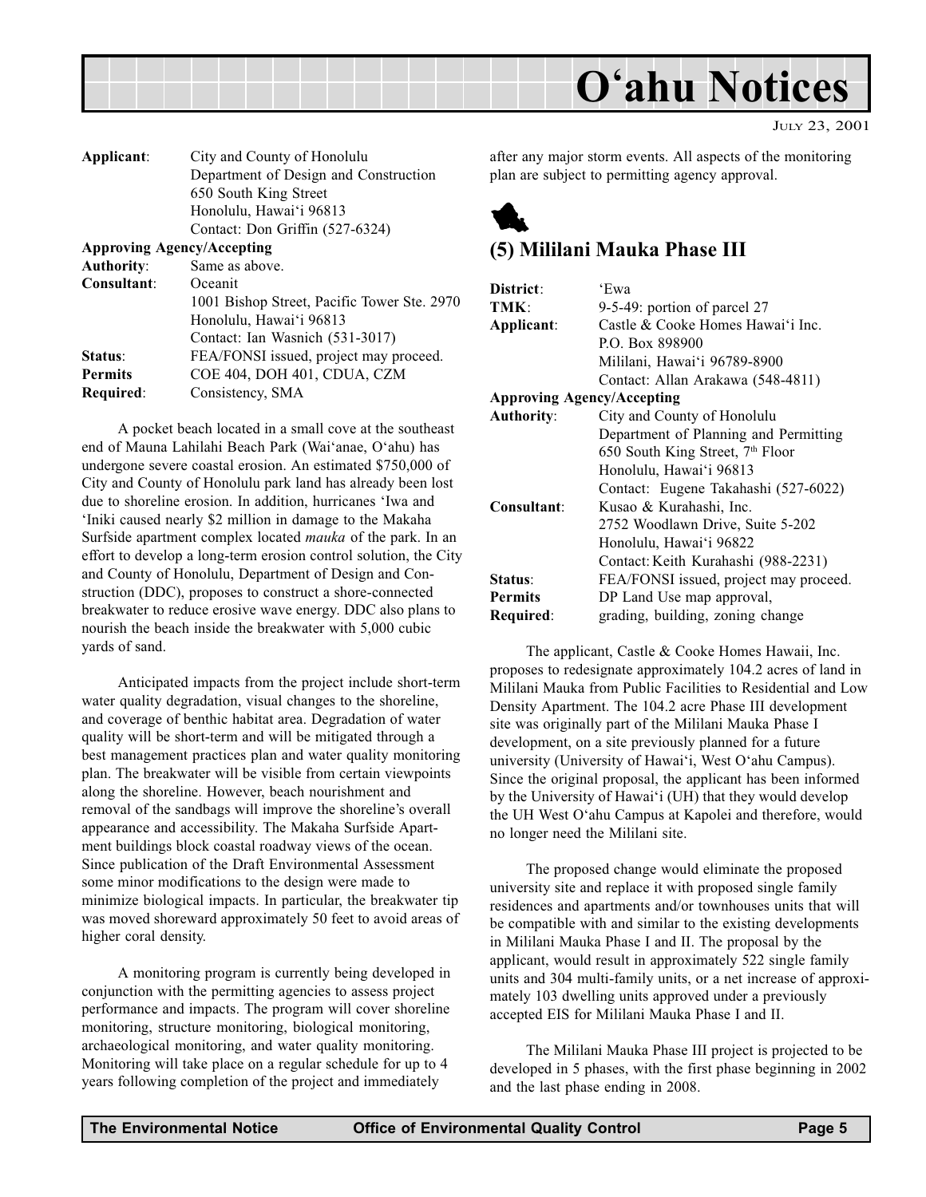| | |
|---|---|
| **Applicant**: | City and County of Honolulu<br>Department of Design and Construction<br>650 South King Street<br>Honolulu, Hawai'i 96813<br>Contact: Don Griffin (527-6324) |
| **Approving Agency/Accepting Authority**: | Same as above. |
| **Consultant**: | Oceanit<br>1001 Bishop Street, Pacific Tower Ste. 2970<br>Honolulu, Hawai'i 96813<br>Contact: Ian Wasnich (531-3017) |
| **Status**: | FEA/FONSI issued, project may proceed. |
| **Permits Required**: | COE 404, DOH 401, CDUA, CZM Consistency, SMA |

A pocket beach located in a small cove at the southeast end of Mauna Lahilahi Beach Park (Wai'anae, O'ahu) has undergone severe coastal erosion. An estimated $750,000 of City and County of Honolulu park land has already been lost due to shoreline erosion. In addition, hurricanes 'Iwa and 'Iniki caused nearly $2 million in damage to the Makaha Surfside apartment complex located *mauka* of the park. In an effort to develop a long-term erosion control solution, the City and County of Honolulu, Department of Design and Construction (DDC), proposes to construct a shore-connected breakwater to reduce erosive wave energy. DDC also plans to nourish the beach inside the breakwater with 5,000 cubic yards of sand.

Anticipated impacts from the project include short-term water quality degradation, visual changes to the shoreline, and coverage of benthic habitat area. Degradation of water quality will be short-term and will be mitigated through a best management practices plan and water quality monitoring plan. The breakwater will be visible from certain viewpoints along the shoreline. However, beach nourishment and removal of the sandbags will improve the shoreline's overall appearance and accessibility. The Makaha Surfside Apartment buildings block coastal roadway views of the ocean. Since publication of the Draft Environmental Assessment some minor modifications to the design were made to minimize biological impacts. In particular, the breakwater tip was moved shoreward approximately 50 feet to avoid areas of higher coral density.

A monitoring program is currently being developed in conjunction with the permitting agencies to assess project performance and impacts. The program will cover shoreline monitoring, structure monitoring, biological monitoring, archaeological monitoring, and water quality monitoring. Monitoring will take place on a regular schedule for up to 4 years following completion of the project and immediately after any major storm events. All aspects of the monitoring plan are subject to permitting agency approval.

## (5) Mililani Mauka Phase III

| | |
|---|---|
| **District**: | 'Ewa |
| **TMK**: | 9-5-49: portion of parcel 27 |
| **Applicant**: | Castle & Cooke Homes Hawai'i Inc.<br>P.O. Box 898900<br>Mililani, Hawai'i 96789-8900<br>Contact: Allan Arakawa (548-4811) |
| **Approving Agency/Accepting Authority**: | City and County of Honolulu<br>Department of Planning and Permitting<br>650 South King Street, 7th Floor<br>Honolulu, Hawai'i 96813<br>Contact: Eugene Takahashi (527-6022) |
| **Consultant**: | Kusao & Kurahashi, Inc.<br>2752 Woodlawn Drive, Suite 5-202<br>Honolulu, Hawai'i 96822<br>Contact: Keith Kurahashi (988-2231) |
| **Status**: | FEA/FONSI issued, project may proceed. |
| **Permits Required**: | DP Land Use map approval, grading, building, zoning change |

The applicant, Castle & Cooke Homes Hawaii, Inc. proposes to redesignate approximately 104.2 acres of land in Mililani Mauka from Public Facilities to Residential and Low Density Apartment. The 104.2 acre Phase III development site was originally part of the Mililani Mauka Phase I development, on a site previously planned for a future university (University of Hawai'i, West O'ahu Campus). Since the original proposal, the applicant has been informed by the University of Hawai'i (UH) that they would develop the UH West O'ahu Campus at Kapolei and therefore, would no longer need the Mililani site.

The proposed change would eliminate the proposed university site and replace it with proposed single family residences and apartments and/or townhouses units that will be compatible with and similar to the existing developments in Mililani Mauka Phase I and II. The proposal by the applicant, would result in approximately 522 single family units and 304 multi-family units, or a net increase of approximately 103 dwelling units approved under a previously accepted EIS for Mililani Mauka Phase I and II.

The Mililani Mauka Phase III project is projected to be developed in 5 phases, with the first phase beginning in 2002 and the last phase ending in 2008.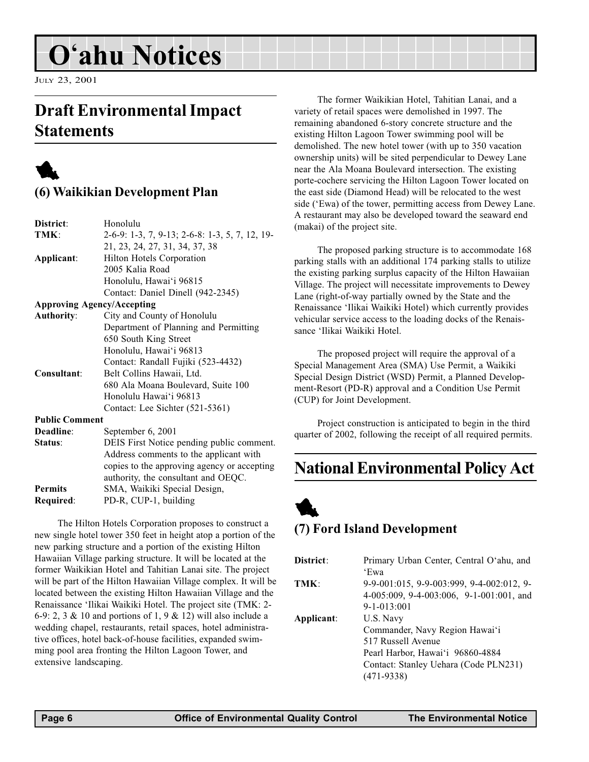# O'ahu Notices

July 23, 2001

## Draft Environmental Impact Statements

### (6) Waikikian Development Plan

| | |
|---|---|
| **District**: | Honolulu |
| **TMK**: | 2-6-9: 1-3, 7, 9-13; 2-6-8: 1-3, 5, 7, 12, 19-21, 23, 24, 27, 31, 34, 37, 38 |
| **Applicant**: | Hilton Hotels Corporation<br>2005 Kalia Road<br>Honolulu, Hawai'i 96815<br>Contact: Daniel Dinell (942-2345) |
| **Approving Agency/Accepting Authority**: | City and County of Honolulu<br>Department of Planning and Permitting<br>650 South King Street<br>Honolulu, Hawai'i 96813<br>Contact: Randall Fujiki (523-4432) |
| **Consultant**: | Belt Collins Hawaii, Ltd.<br>680 Ala Moana Boulevard, Suite 100<br>Honolulu Hawai'i 96813<br>Contact: Lee Sichter (521-5361) |
| **Public Comment Deadline**: | September 6, 2001 |
| **Status**: | DEIS First Notice pending public comment. Address comments to the applicant with copies to the approving agency or accepting authority, the consultant and OEQC. |
| **Permits Required**: | SMA, Waikiki Special Design, PD-R, CUP-1, building |

The Hilton Hotels Corporation proposes to construct a new single hotel tower 350 feet in height atop a portion of the new parking structure and a portion of the existing Hilton Hawaiian Village parking structure. It will be located at the former Waikikian Hotel and Tahitian Lanai site. The project will be part of the Hilton Hawaiian Village complex. It will be located between the existing Hilton Hawaiian Village and the Renaissance 'Ilikai Waikiki Hotel. The project site (TMK: 2-6-9: 2, 3 & 10 and portions of 1, 9 & 12) will also include a wedding chapel, restaurants, retail spaces, hotel administrative offices, hotel back-of-house facilities, expanded swimming pool area fronting the Hilton Lagoon Tower, and extensive landscaping.

The former Waikikian Hotel, Tahitian Lanai, and a variety of retail spaces were demolished in 1997. The remaining abandoned 6-story concrete structure and the existing Hilton Lagoon Tower swimming pool will be demolished. The new hotel tower (with up to 350 vacation ownership units) will be sited perpendicular to Dewey Lane near the Ala Moana Boulevard intersection. The existing porte-cochere servicing the Hilton Lagoon Tower located on the east side (Diamond Head) will be relocated to the west side ('Ewa) of the tower, permitting access from Dewey Lane. A restaurant may also be developed toward the seaward end (makai) of the project site.

The proposed parking structure is to accommodate 168 parking stalls with an additional 174 parking stalls to utilize the existing parking surplus capacity of the Hilton Hawaiian Village. The project will necessitate improvements to Dewey Lane (right-of-way partially owned by the State and the Renaissance 'Ilikai Waikiki Hotel) which currently provides vehicular service access to the loading docks of the Renaissance 'Ilikai Waikiki Hotel.

The proposed project will require the approval of a Special Management Area (SMA) Use Permit, a Waikiki Special Design District (WSD) Permit, a Planned Development-Resort (PD-R) approval and a Condition Use Permit (CUP) for Joint Development.

Project construction is anticipated to begin in the third quarter of 2002, following the receipt of all required permits.

## National Environmental Policy Act

### (7) Ford Island Development

| | |
|---|---|
| **District**: | Primary Urban Center, Central O'ahu, and 'Ewa |
| **TMK**: | 9-9-001:015, 9-9-003:999, 9-4-002:012, 9-4-005:009, 9-4-003:006, 9-1-001:001, and 9-1-013:001 |
| **Applicant**: | U.S. Navy<br>Commander, Navy Region Hawai'i<br>517 Russell Avenue<br>Pearl Harbor, Hawai'i 96860-4884<br>Contact: Stanley Uehara (Code PLN231) (471-9338) |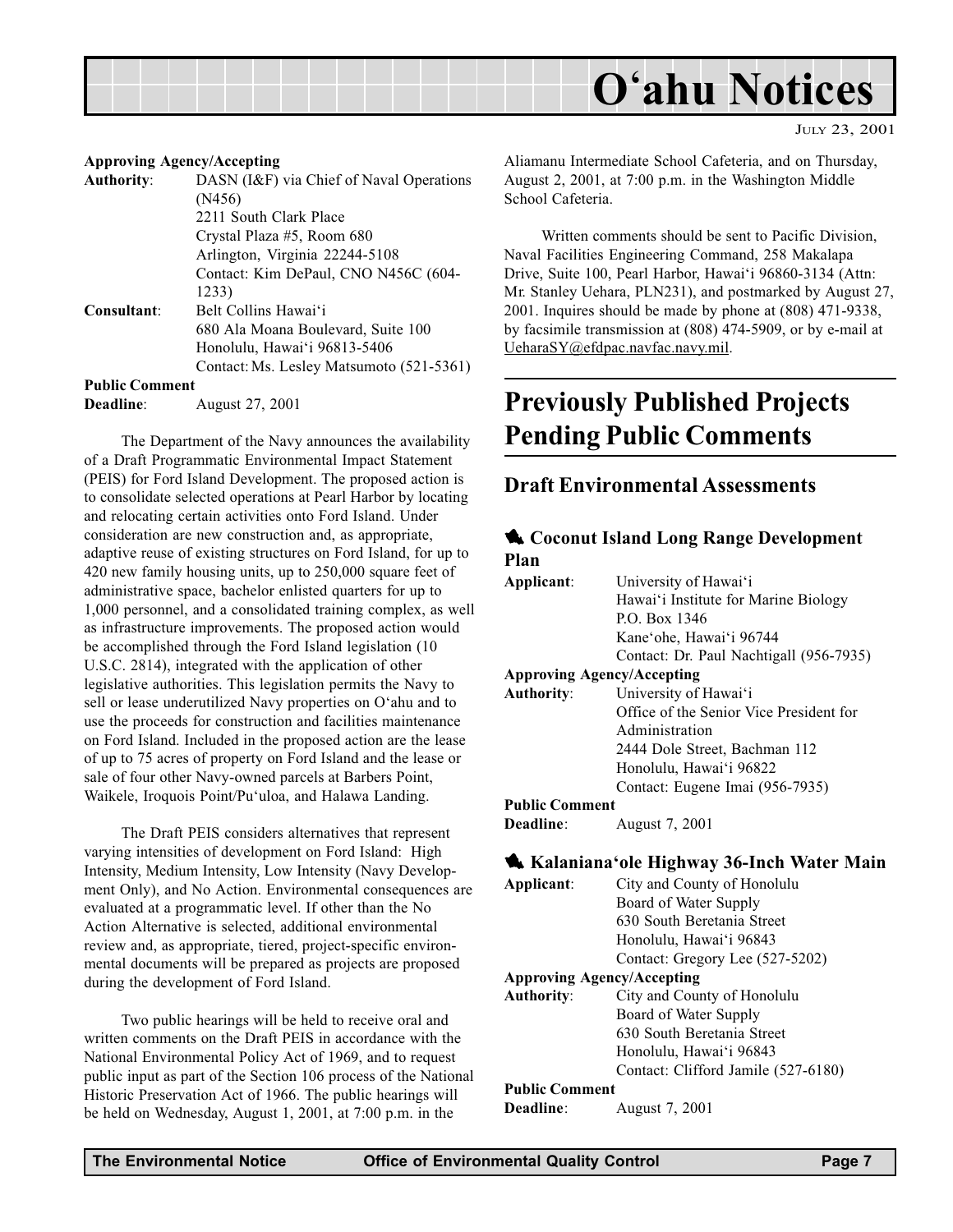**Approving Agency/Accepting**
**Authority**: DASN (I&F) via Chief of Naval Operations (N456)
2211 South Clark Place
Crystal Plaza #5, Room 680
Arlington, Virginia 22244-5108
Contact: Kim DePaul, CNO N456C (604-1233)
**Consultant**: Belt Collins Hawai'i
680 Ala Moana Boulevard, Suite 100
Honolulu, Hawai'i 96813-5406
Contact: Ms. Lesley Matsumoto (521-5361)
**Public Comment**
**Deadline**: August 27, 2001

The Department of the Navy announces the availability of a Draft Programmatic Environmental Impact Statement (PEIS) for Ford Island Development. The proposed action is to consolidate selected operations at Pearl Harbor by locating and relocating certain activities onto Ford Island. Under consideration are new construction and, as appropriate, adaptive reuse of existing structures on Ford Island, for up to 420 new family housing units, up to 250,000 square feet of administrative space, bachelor enlisted quarters for up to 1,000 personnel, and a consolidated training complex, as well as infrastructure improvements. The proposed action would be accomplished through the Ford Island legislation (10 U.S.C. 2814), integrated with the application of other legislative authorities. This legislation permits the Navy to sell or lease underutilized Navy properties on O'ahu and to use the proceeds for construction and facilities maintenance on Ford Island. Included in the proposed action are the lease of up to 75 acres of property on Ford Island and the lease or sale of four other Navy-owned parcels at Barbers Point, Waikele, Iroquois Point/Pu'uloa, and Halawa Landing.

The Draft PEIS considers alternatives that represent varying intensities of development on Ford Island: High Intensity, Medium Intensity, Low Intensity (Navy Development Only), and No Action. Environmental consequences are evaluated at a programmatic level. If other than the No Action Alternative is selected, additional environmental review and, as appropriate, tiered, project-specific environmental documents will be prepared as projects are proposed during the development of Ford Island.

Two public hearings will be held to receive oral and written comments on the Draft PEIS in accordance with the National Environmental Policy Act of 1969, and to request public input as part of the Section 106 process of the National Historic Preservation Act of 1966. The public hearings will be held on Wednesday, August 1, 2001, at 7:00 p.m. in the Aliamanu Intermediate School Cafeteria, and on Thursday, August 2, 2001, at 7:00 p.m. in the Washington Middle School Cafeteria.

Written comments should be sent to Pacific Division, Naval Facilities Engineering Command, 258 Makalapa Drive, Suite 100, Pearl Harbor, Hawai'i 96860-3134 (Attn: Mr. Stanley Uehara, PLN231), and postmarked by August 27, 2001. Inquires should be made by phone at (808) 471-9338, by facsimile transmission at (808) 474-5909, or by e-mail at UeharaSY@efdpac.navfac.navy.mil.

# Previously Published Projects Pending Public Comments

## Draft Environmental Assessments

### Coconut Island Long Range Development Plan

**Applicant**: University of Hawai'i
Hawai'i Institute for Marine Biology
P.O. Box 1346
Kane'ohe, Hawai'i 96744
Contact: Dr. Paul Nachtigall (956-7935)
**Approving Agency/Accepting**
**Authority**: University of Hawai'i
Office of the Senior Vice President for Administration
2444 Dole Street, Bachman 112
Honolulu, Hawai'i 96822
Contact: Eugene Imai (956-7935)
**Public Comment**
**Deadline**: August 7, 2001

### Kalaniana'ole Highway 36-Inch Water Main

**Applicant**: City and County of Honolulu
Board of Water Supply
630 South Beretania Street
Honolulu, Hawai'i 96843
Contact: Gregory Lee (527-5202)
**Approving Agency/Accepting**
**Authority**: City and County of Honolulu
Board of Water Supply
630 South Beretania Street
Honolulu, Hawai'i 96843
Contact: Clifford Jamile (527-6180)
**Public Comment**
**Deadline**: August 7, 2001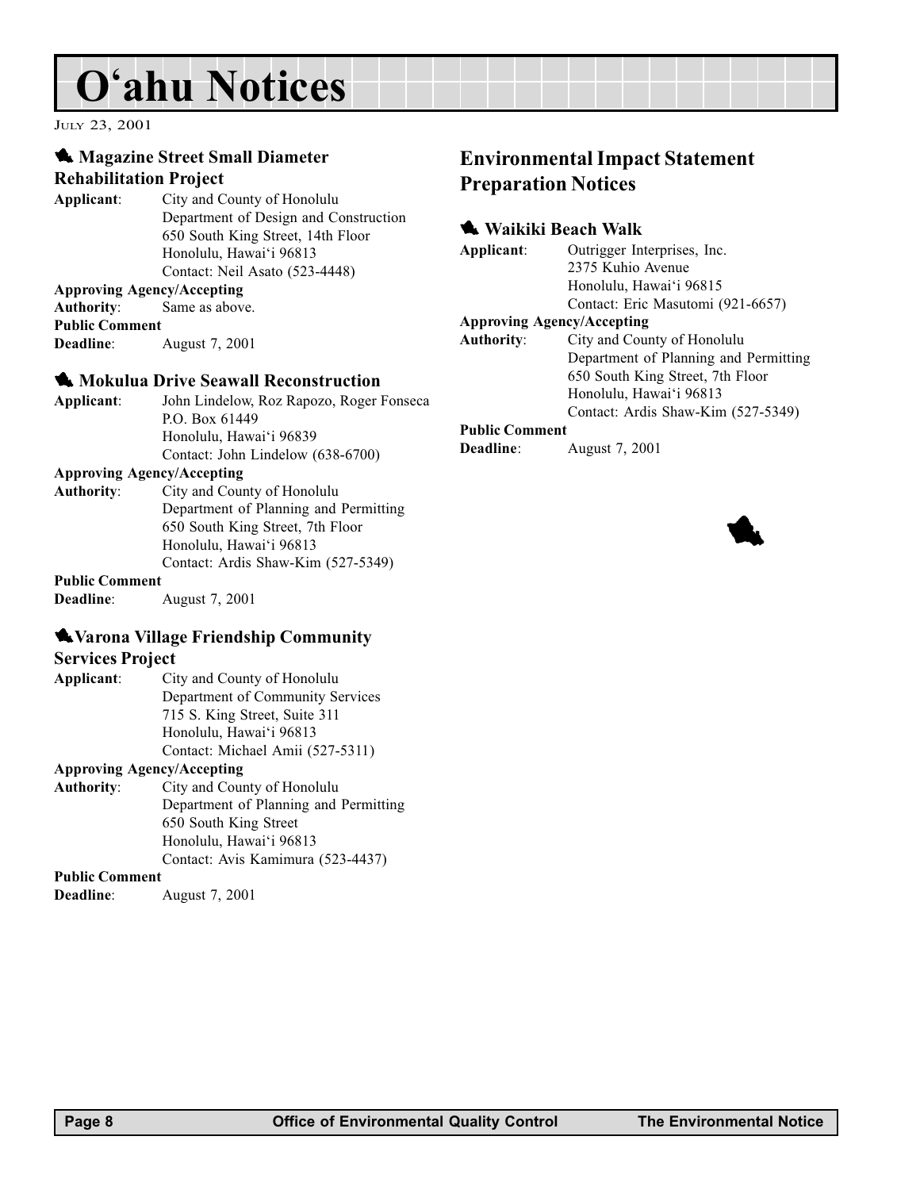# O'ahu Notices

July 23, 2001

### Magazine Street Small Diameter Rehabilitation Project

**Applicant**: City and County of Honolulu
Department of Design and Construction
650 South King Street, 14th Floor
Honolulu, Hawai'i 96813
Contact: Neil Asato (523-4448)

**Approving Agency/Accepting Authority**: Same as above.

**Public Comment Deadline**: August 7, 2001

### Mokulua Drive Seawall Reconstruction

**Applicant**: John Lindelow, Roz Rapozo, Roger Fonseca
P.O. Box 61449
Honolulu, Hawai'i 96839
Contact: John Lindelow (638-6700)

**Approving Agency/Accepting Authority**: City and County of Honolulu
Department of Planning and Permitting
650 South King Street, 7th Floor
Honolulu, Hawai'i 96813
Contact: Ardis Shaw-Kim (527-5349)

**Public Comment Deadline**: August 7, 2001

### Varona Village Friendship Community Services Project

**Applicant**: City and County of Honolulu
Department of Community Services
715 S. King Street, Suite 311
Honolulu, Hawai'i 96813
Contact: Michael Amii (527-5311)

**Approving Agency/Accepting Authority**: City and County of Honolulu
Department of Planning and Permitting
650 South King Street
Honolulu, Hawai'i 96813
Contact: Avis Kamimura (523-4437)

**Public Comment Deadline**: August 7, 2001

## Environmental Impact Statement Preparation Notices

### Waikiki Beach Walk

**Applicant**: Outrigger Interprises, Inc.
2375 Kuhio Avenue
Honolulu, Hawai'i 96815
Contact: Eric Masutomi (921-6657)

**Approving Agency/Accepting Authority**: City and County of Honolulu
Department of Planning and Permitting
650 South King Street, 7th Floor
Honolulu, Hawai'i 96813
Contact: Ardis Shaw-Kim (527-5349)

**Public Comment Deadline**: August 7, 2001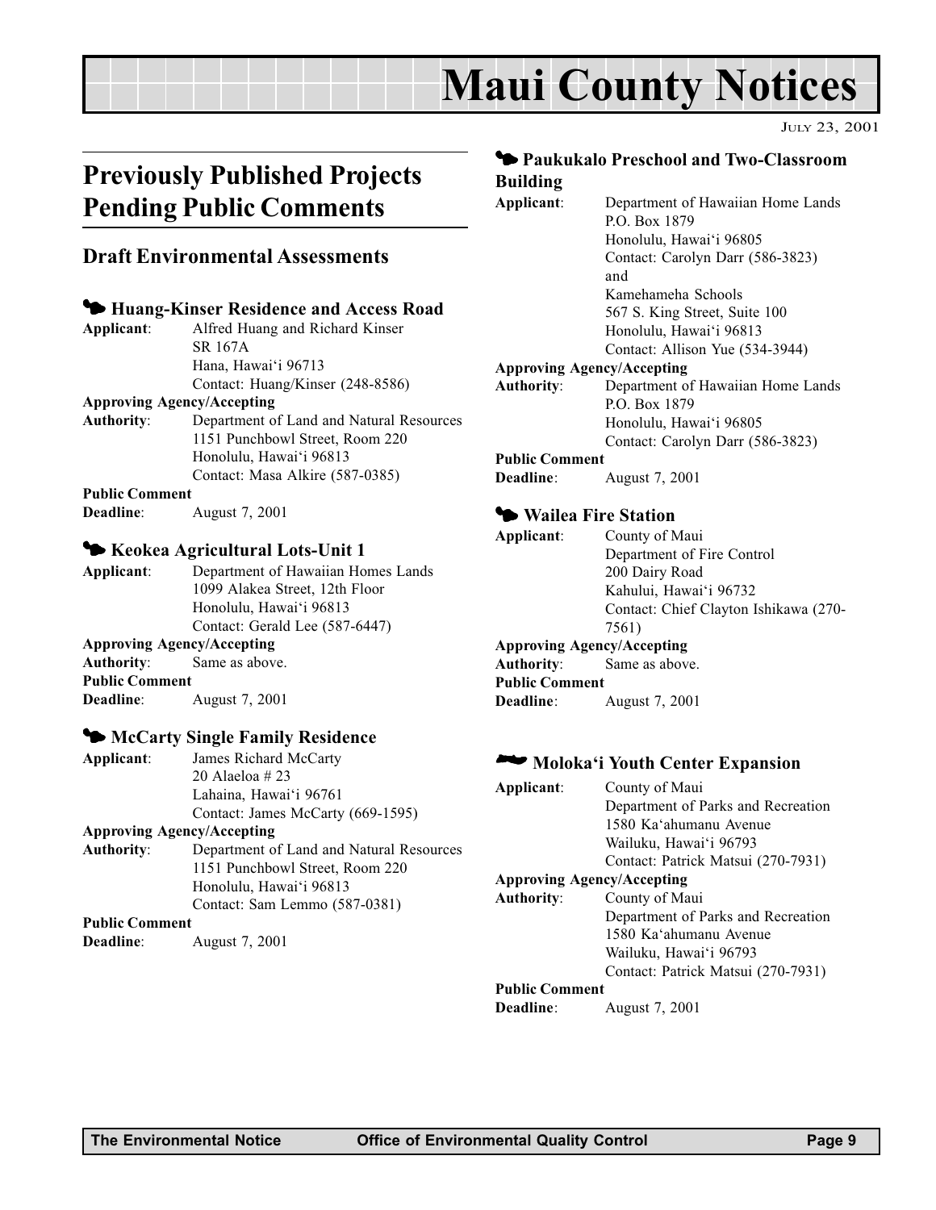# Maui County Notices

JULY 23, 2001

## Previously Published Projects Pending Public Comments

### Draft Environmental Assessments

#### Huang-Kinser Residence and Access Road

**Applicant**: Alfred Huang and Richard Kinser
SR 167A
Hana, Hawai'i 96713
Contact: Huang/Kinser (248-8586)

**Approving Agency/Accepting Authority**: Department of Land and Natural Resources
1151 Punchbowl Street, Room 220
Honolulu, Hawai'i 96813
Contact: Masa Alkire (587-0385)

**Public Comment Deadline**: August 7, 2001

#### Keokea Agricultural Lots-Unit 1

**Applicant**: Department of Hawaiian Homes Lands
1099 Alakea Street, 12th Floor
Honolulu, Hawai'i 96813
Contact: Gerald Lee (587-6447)

**Approving Agency/Accepting Authority**: Same as above.

**Public Comment Deadline**: August 7, 2001

#### McCarty Single Family Residence

**Applicant**: James Richard McCarty
20 Alaeloa # 23
Lahaina, Hawai'i 96761
Contact: James McCarty (669-1595)

**Approving Agency/Accepting Authority**: Department of Land and Natural Resources
1151 Punchbowl Street, Room 220
Honolulu, Hawai'i 96813
Contact: Sam Lemmo (587-0381)

**Public Comment Deadline**: August 7, 2001

#### Paukukalo Preschool and Two-Classroom Building

**Applicant**: Department of Hawaiian Home Lands
P.O. Box 1879
Honolulu, Hawai'i 96805
Contact: Carolyn Darr (586-3823)
and
Kamehameha Schools
567 S. King Street, Suite 100
Honolulu, Hawai'i 96813
Contact: Allison Yue (534-3944)

**Approving Agency/Accepting Authority**: Department of Hawaiian Home Lands
P.O. Box 1879
Honolulu, Hawai'i 96805
Contact: Carolyn Darr (586-3823)

**Public Comment Deadline**: August 7, 2001

#### Wailea Fire Station

**Applicant**: County of Maui
Department of Fire Control
200 Dairy Road
Kahului, Hawai'i 96732
Contact: Chief Clayton Ishikawa (270-7561)

**Approving Agency/Accepting Authority**: Same as above.

**Public Comment Deadline**: August 7, 2001

#### Moloka'i Youth Center Expansion

**Applicant**: County of Maui
Department of Parks and Recreation
1580 Ka'ahumanu Avenue
Wailuku, Hawai'i 96793
Contact: Patrick Matsui (270-7931)

**Approving Agency/Accepting Authority**: County of Maui
Department of Parks and Recreation
1580 Ka'ahumanu Avenue
Wailuku, Hawai'i 96793
Contact: Patrick Matsui (270-7931)

**Public Comment Deadline**: August 7, 2001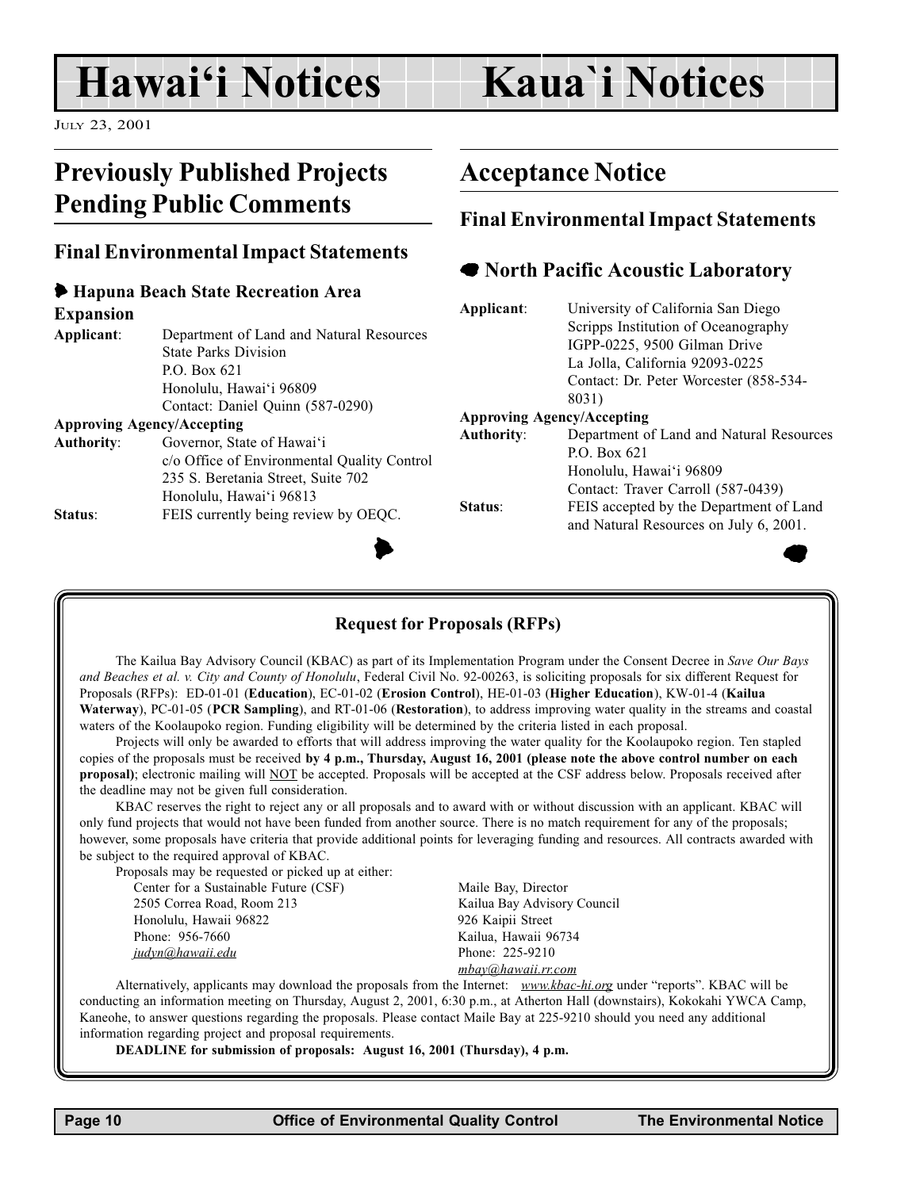# Hawai'i Notices

# Kaua`i Notices

July 23, 2001

## Previously Published Projects Pending Public Comments

### Final Environmental Impact Statements

#### Hapuna Beach State Recreation Area Expansion

**Applicant**: Department of Land and Natural Resources
State Parks Division
P.O. Box 621
Honolulu, Hawai'i 96809
Contact: Daniel Quinn (587-0290)

**Approving Agency/Accepting Authority**: Governor, State of Hawai'i
c/o Office of Environmental Quality Control
235 S. Beretania Street, Suite 702
Honolulu, Hawai'i 96813

**Status**: FEIS currently being review by OEQC.

## Acceptance Notice

### Final Environmental Impact Statements

#### North Pacific Acoustic Laboratory

**Applicant**: University of California San Diego
Scripps Institution of Oceanography
IGPP-0225, 9500 Gilman Drive
La Jolla, California 92093-0225
Contact: Dr. Peter Worcester (858-534-8031)

**Approving Agency/Accepting Authority**: Department of Land and Natural Resources
P.O. Box 621
Honolulu, Hawai'i 96809
Contact: Traver Carroll (587-0439)

**Status**: FEIS accepted by the Department of Land and Natural Resources on July 6, 2001.

---

**Request for Proposals (RFPs)**

The Kailua Bay Advisory Council (KBAC) as part of its Implementation Program under the Consent Decree in *Save Our Bays and Beaches et al. v. City and County of Honolulu*, Federal Civil No. 92-00263, is soliciting proposals for six different Request for Proposals (RFPs): ED-01-01 (**Education**), EC-01-02 (**Erosion Control**), HE-01-03 (**Higher Education**), KW-01-4 (**Kailua Waterway**), PC-01-05 (**PCR Sampling**), and RT-01-06 (**Restoration**), to address improving water quality in the streams and coastal waters of the Koolaupoko region. Funding eligibility will be determined by the criteria listed in each proposal.

Projects will only be awarded to efforts that will address improving the water quality for the Koolaupoko region. Ten stapled copies of the proposals must be received **by 4 p.m., Thursday, August 16, 2001 (please note the above control number on each proposal)**; electronic mailing will NOT be accepted. Proposals will be accepted at the CSF address below. Proposals received after the deadline may not be given full consideration.

KBAC reserves the right to reject any or all proposals and to award with or without discussion with an applicant. KBAC will only fund projects that would not have been funded from another source. There is no match requirement for any of the proposals; however, some proposals have criteria that provide additional points for leveraging funding and resources. All contracts awarded with be subject to the required approval of KBAC.

Proposals may be requested or picked up at either:

Center for a Sustainable Future (CSF)
2505 Correa Road, Room 213
Honolulu, Hawaii 96822
Phone: 956-7660
*judyn@hawaii.edu*

Maile Bay, Director
Kailua Bay Advisory Council
926 Kaipii Street
Kailua, Hawaii 96734
Phone: 225-9210
*mbay@hawaii.rr.com*

Alternatively, applicants may download the proposals from the Internet: *www.kbac-hi.org* under "reports". KBAC will be conducting an information meeting on Thursday, August 2, 2001, 6:30 p.m., at Atherton Hall (downstairs), Kokokahi YWCA Camp, Kaneohe, to answer questions regarding the proposals. Please contact Maile Bay at 225-9210 should you need any additional information regarding project and proposal requirements.

**DEADLINE for submission of proposals: August 16, 2001 (Thursday), 4 p.m.**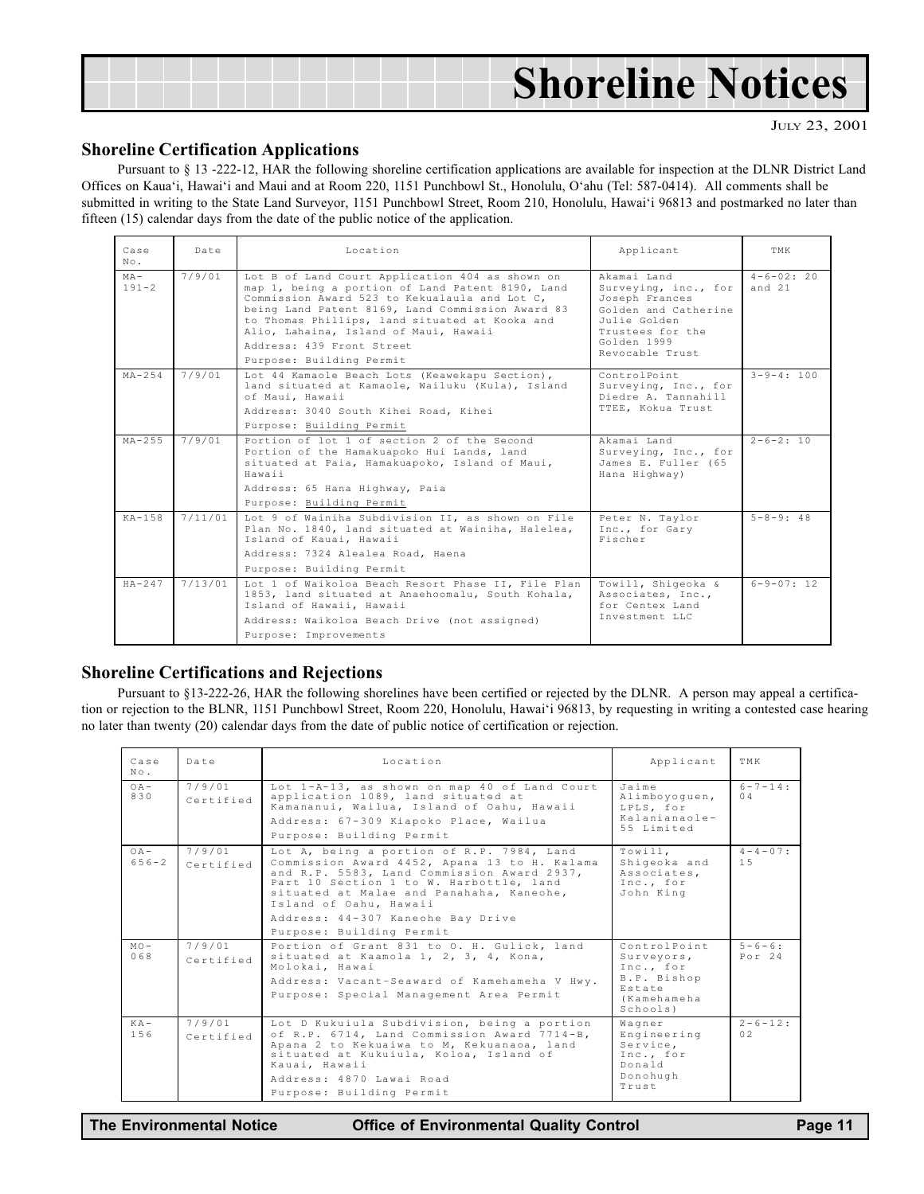# Shoreline Notices

July 23, 2001

## Shoreline Certification Applications

Pursuant to § 13 -222-12, HAR the following shoreline certification applications are available for inspection at the DLNR District Land Offices on Kaua'i, Hawai'i and Maui and at Room 220, 1151 Punchbowl St., Honolulu, O'ahu (Tel: 587-0414). All comments shall be submitted in writing to the State Land Surveyor, 1151 Punchbowl Street, Room 210, Honolulu, Hawai'i 96813 and postmarked no later than fifteen (15) calendar days from the date of the public notice of the application.

| Case No. | Date | Location | Applicant | TMK |
|---|---|---|---|---|
| MA-191-2 | 7/9/01 | Lot B of Land Court Application 404 as shown on map 1, being a portion of Land Patent 8190, Land Commission Award 523 to Kekualaula and Lot C, being Land Patent 8169, Land Commission Award 83 to Thomas Phillips, land situated at Kooka and Alio, Lahaina, Island of Maui, Hawaii<br>Address: 439 Front Street<br>Purpose: Building Permit | Akamai Land Surveying, inc., for Joseph Frances Golden and Catherine Julie Golden Trustees for the Golden 1999 Revocable Trust | 4-6-02: 20 and 21 |
| MA-254 | 7/9/01 | Lot 44 Kamaole Beach Lots (Keawekapu Section), land situated at Kamaole, Wailuku (Kula), Island of Maui, Hawaii<br>Address: 3040 South Kihei Road, Kihei<br>Purpose: Building Permit | ControlPoint Surveying, Inc., for Diedre A. Tannahill TTEE, Kokua Trust | 3-9-4: 100 |
| MA-255 | 7/9/01 | Portion of lot 1 of section 2 of the Second Portion of the Hamakuapoko Hui Lands, land situated at Paia, Hamakuapoko, Island of Maui, Hawaii<br>Address: 65 Hana Highway, Paia<br>Purpose: Building Permit | Akamai Land Surveying, Inc., for James E. Fuller (65 Hana Highway) | 2-6-2: 10 |
| KA-158 | 7/11/01 | Lot 9 of Wainiha Subdivision II, as shown on File Plan No. 1840, land situated at Wainiha, Halelea, Island of Kauai, Hawaii<br>Address: 7324 Alealea Road, Haena<br>Purpose: Building Permit | Peter N. Taylor Inc., for Gary Fischer | 5-8-9: 48 |
| HA-247 | 7/13/01 | Lot 1 of Waikoloa Beach Resort Phase II, File Plan 1853, land situated at Anaehoomalu, South Kohala, Island of Hawaii, Hawaii<br>Address: Waikoloa Beach Drive (not assigned)<br>Purpose: Improvements | Towill, Shigeoka & Associates, Inc., for Centex Land Investment LLC | 6-9-07: 12 |

## Shoreline Certifications and Rejections

Pursuant to §13-222-26, HAR the following shorelines have been certified or rejected by the DLNR. A person may appeal a certification or rejection to the BLNR, 1151 Punchbowl Street, Room 220, Honolulu, Hawai'i 96813, by requesting in writing a contested case hearing no later than twenty (20) calendar days from the date of public notice of certification or rejection.

| Case No. | Date | Location | Applicant | TMK |
|---|---|---|---|---|
| OA-830 | 7/9/01 Certified | Lot 1-A-13, as shown on map 40 of Land Court application 1089, land situated at Kamananui, Wailua, Island of Oahu, Hawaii<br>Address: 67-309 Kiapoko Place, Wailua<br>Purpose: Building Permit | Jaime Alimboyoguen, LPLS, for Kalanianaole-55 Limited | 6-7-14: 04 |
| OA-656-2 | 7/9/01 Certified | Lot A, being a portion of R.P. 7984, Land Commission Award 4452, Apana 13 to H. Kalama and R.P. 5583, Land Commission Award 2937, Part 10 Section 1 to W. Harbottle, land situated at Malae and Panahaha, Kaneohe, Island of Oahu, Hawaii<br>Address: 44-307 Kaneohe Bay Drive<br>Purpose: Building Permit | Towill, Shigeoka and Associates, Inc., for John King | 4-4-07: 15 |
| MO-068 | 7/9/01 Certified | Portion of Grant 831 to O. H. Gulick, land situated at Kaamola 1, 2, 3, 4, Kona, Molokai, Hawai<br>Address: Vacant-Seaward of Kamehameha V Hwy.<br>Purpose: Special Management Area Permit | ControlPoint Surveyors, Inc., for B.P. Bishop Estate (Kamehameha Schools) | 5-6-6: Por 24 |
| KA-156 | 7/9/01 Certified | Lot D Kukuiula Subdivision, being a portion of R.P. 6714, Land Commission Award 7714-B, Apana 2 to Kekuaiwa to M, Kekuanaoa, land situated at Kukuiula, Koloa, Island of Kauai, Hawaii<br>Address: 4870 Lawai Road<br>Purpose: Building Permit | Wagner Engineering Service, Inc., for Donald Donohugh Trust | 2-6-12: 02 |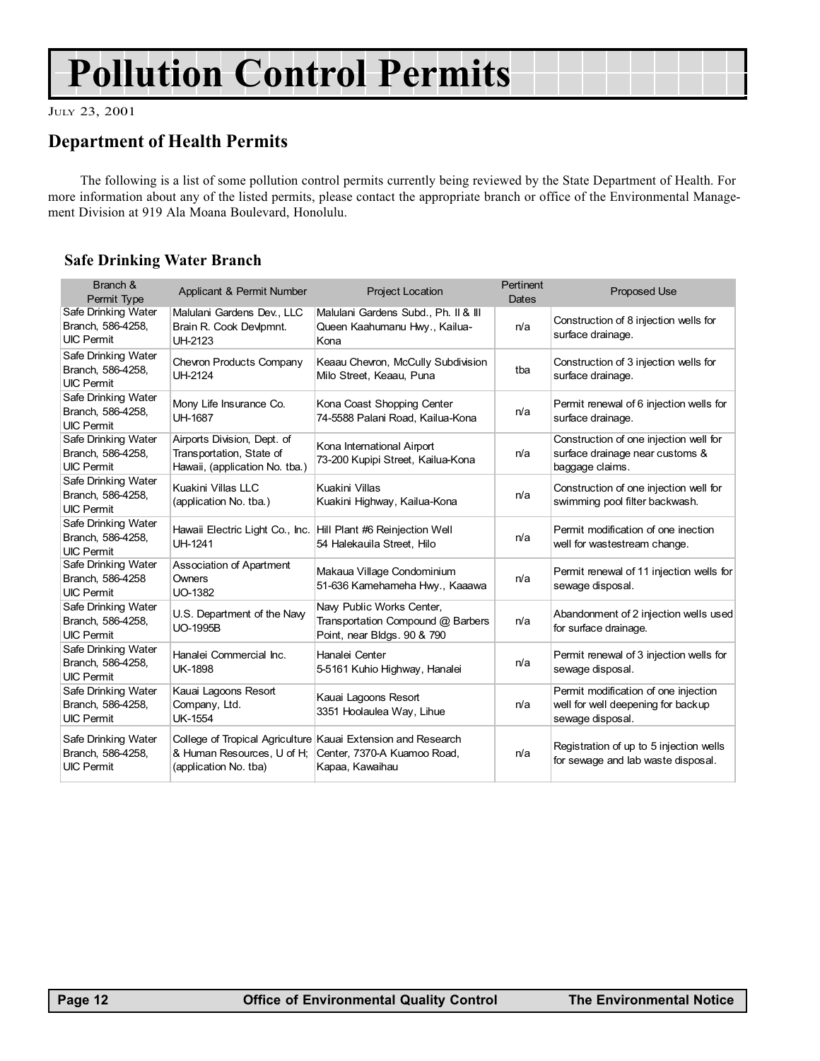# Pollution Control Permits

JULY 23, 2001

## Department of Health Permits

The following is a list of some pollution control permits currently being reviewed by the State Department of Health. For more information about any of the listed permits, please contact the appropriate branch or office of the Environmental Management Division at 919 Ala Moana Boulevard, Honolulu.

### Safe Drinking Water Branch

| Branch & Permit Type | Applicant & Permit Number | Project Location | Pertinent Dates | Proposed Use |
|---|---|---|---|---|
| Safe Drinking Water Branch, 586-4258, UIC Permit | Malulani Gardens Dev., LLC Brain R. Cook Devlpmnt. UH-2123 | Malulani Gardens Subd., Ph. II & III Queen Kaahumanu Hwy., Kailua-Kona | n/a | Construction of 8 injection wells for surface drainage. |
| Safe Drinking Water Branch, 586-4258, UIC Permit | Chevron Products Company UH-2124 | Keaau Chevron, McCully Subdivision Milo Street, Keaau, Puna | tba | Construction of 3 injection wells for surface drainage. |
| Safe Drinking Water Branch, 586-4258, UIC Permit | Mony Life Insurance Co. UH-1687 | Kona Coast Shopping Center 74-5588 Palani Road, Kailua-Kona | n/a | Permit renewal of 6 injection wells for surface drainage. |
| Safe Drinking Water Branch, 586-4258, UIC Permit | Airports Division, Dept. of Transportation, State of Hawaii, (application No. tba.) | Kona International Airport 73-200 Kupipi Street, Kailua-Kona | n/a | Construction of one injection well for surface drainage near customs & baggage claims. |
| Safe Drinking Water Branch, 586-4258, UIC Permit | Kuakini Villas LLC (application No. tba.) | Kuakini Villas Kuakini Highway, Kailua-Kona | n/a | Construction of one injection well for swimming pool filter backwash. |
| Safe Drinking Water Branch, 586-4258, UIC Permit | Hawaii Electric Light Co., Inc. UH-1241 | Hill Plant #6 Reinjection Well 54 Halekauila Street, Hilo | n/a | Permit modification of one inection well for wastestream change. |
| Safe Drinking Water Branch, 586-4258 UIC Permit | Association of Apartment Owners UO-1382 | Makaua Village Condominium 51-636 Kamehameha Hwy., Kaaawa | n/a | Permit renewal of 11 injection wells for sewage disposal. |
| Safe Drinking Water Branch, 586-4258, UIC Permit | U.S. Department of the Navy UO-1995B | Navy Public Works Center, Transportation Compound @ Barbers Point, near Bldgs. 90 & 790 | n/a | Abandonment of 2 injection wells used for surface drainage. |
| Safe Drinking Water Branch, 586-4258, UIC Permit | Hanalei Commercial Inc. UK-1898 | Hanalei Center 5-5161 Kuhio Highway, Hanalei | n/a | Permit renewal of 3 injection wells for sewage disposal. |
| Safe Drinking Water Branch, 586-4258, UIC Permit | Kauai Lagoons Resort Company, Ltd. UK-1554 | Kauai Lagoons Resort 3351 Hoolaulea Way, Lihue | n/a | Permit modification of one injection well for well deepening for backup sewage disposal. |
| Safe Drinking Water Branch, 586-4258, UIC Permit | College of Tropical Agriculture & Human Resources, U of H; (application No. tba) | Kauai Extension and Research Center, 7370-A Kuamoo Road, Kapaa, Kawaihau | n/a | Registration of up to 5 injection wells for sewage and lab waste disposal. |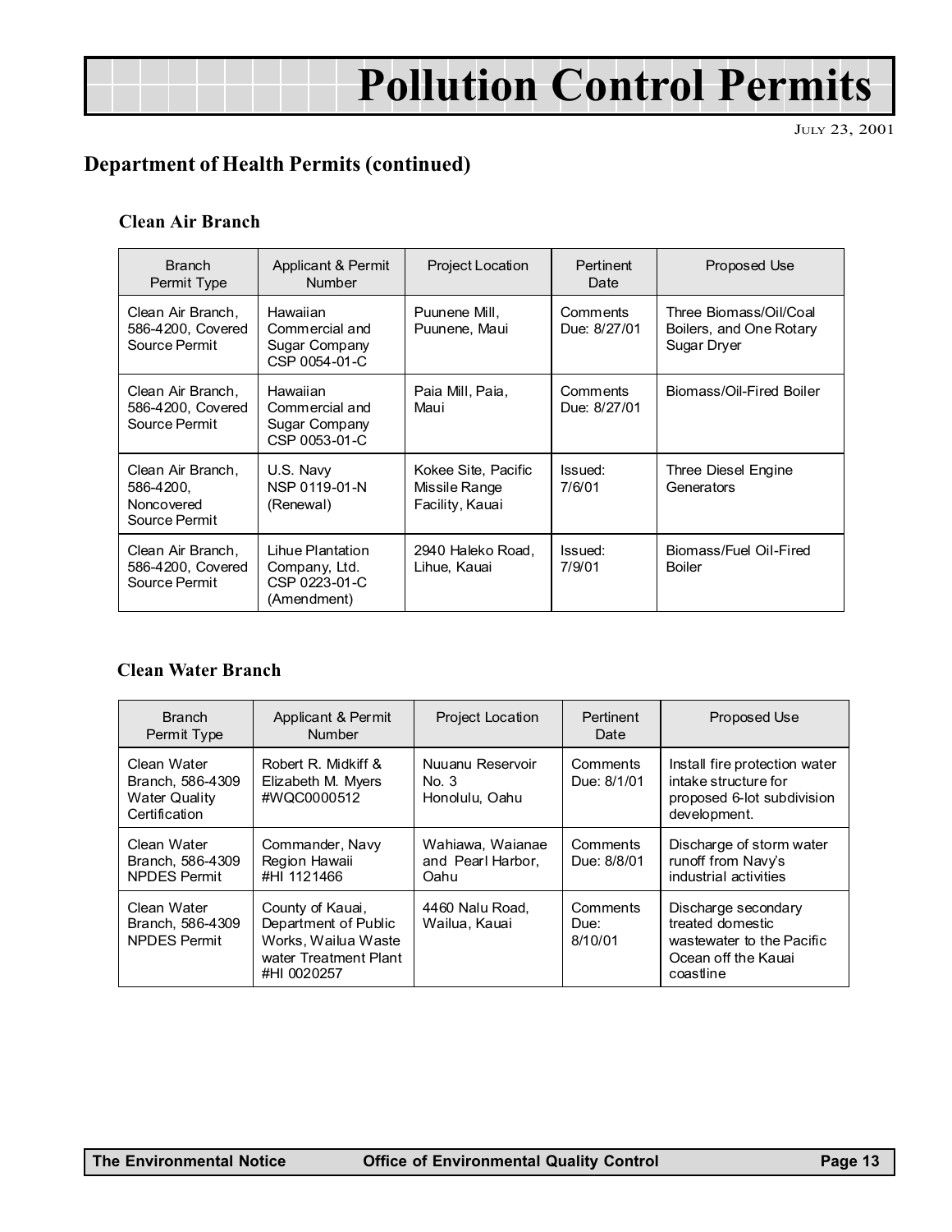# Pollution Control Permits

JULY 23, 2001

## Department of Health Permits (continued)

### Clean Air Branch

| Branch Permit Type | Applicant & Permit Number | Project Location | Pertinent Date | Proposed Use |
|---|---|---|---|---|
| Clean Air Branch, 586-4200, Covered Source Permit | Hawaiian Commercial and Sugar Company CSP 0054-01-C | Puunene Mill, Puunene, Maui | Comments Due: 8/27/01 | Three Biomass/Oil/Coal Boilers, and One Rotary Sugar Dryer |
| Clean Air Branch, 586-4200, Covered Source Permit | Hawaiian Commercial and Sugar Company CSP 0053-01-C | Paia Mill, Paia, Maui | Comments Due: 8/27/01 | Biomass/Oil-Fired Boiler |
| Clean Air Branch, 586-4200, Noncovered Source Permit | U.S. Navy NSP 0119-01-N (Renewal) | Kokee Site, Pacific Missile Range Facility, Kauai | Issued: 7/6/01 | Three Diesel Engine Generators |
| Clean Air Branch, 586-4200, Covered Source Permit | Lihue Plantation Company, Ltd. CSP 0223-01-C (Amendment) | 2940 Haleko Road, Lihue, Kauai | Issued: 7/9/01 | Biomass/Fuel Oil-Fired Boiler |

### Clean Water Branch

| Branch Permit Type | Applicant & Permit Number | Project Location | Pertinent Date | Proposed Use |
|---|---|---|---|---|
| Clean Water Branch, 586-4309 Water Quality Certification | Robert R. Midkiff & Elizabeth M. Myers #WQC0000512 | Nuuanu Reservoir No. 3 Honolulu, Oahu | Comments Due: 8/1/01 | Install fire protection water intake structure for proposed 6-lot subdivision development. |
| Clean Water Branch, 586-4309 NPDES Permit | Commander, Navy Region Hawaii #HI 1121466 | Wahiawa, Waianae and Pearl Harbor, Oahu | Comments Due: 8/8/01 | Discharge of storm water runoff from Navy's industrial activities |
| Clean Water Branch, 586-4309 NPDES Permit | County of Kauai, Department of Public Works, Wailua Waste water Treatment Plant #HI 0020257 | 4460 Nalu Road, Wailua, Kauai | Comments Due: 8/10/01 | Discharge secondary treated domestic wastewater to the Pacific Ocean off the Kauai coastline |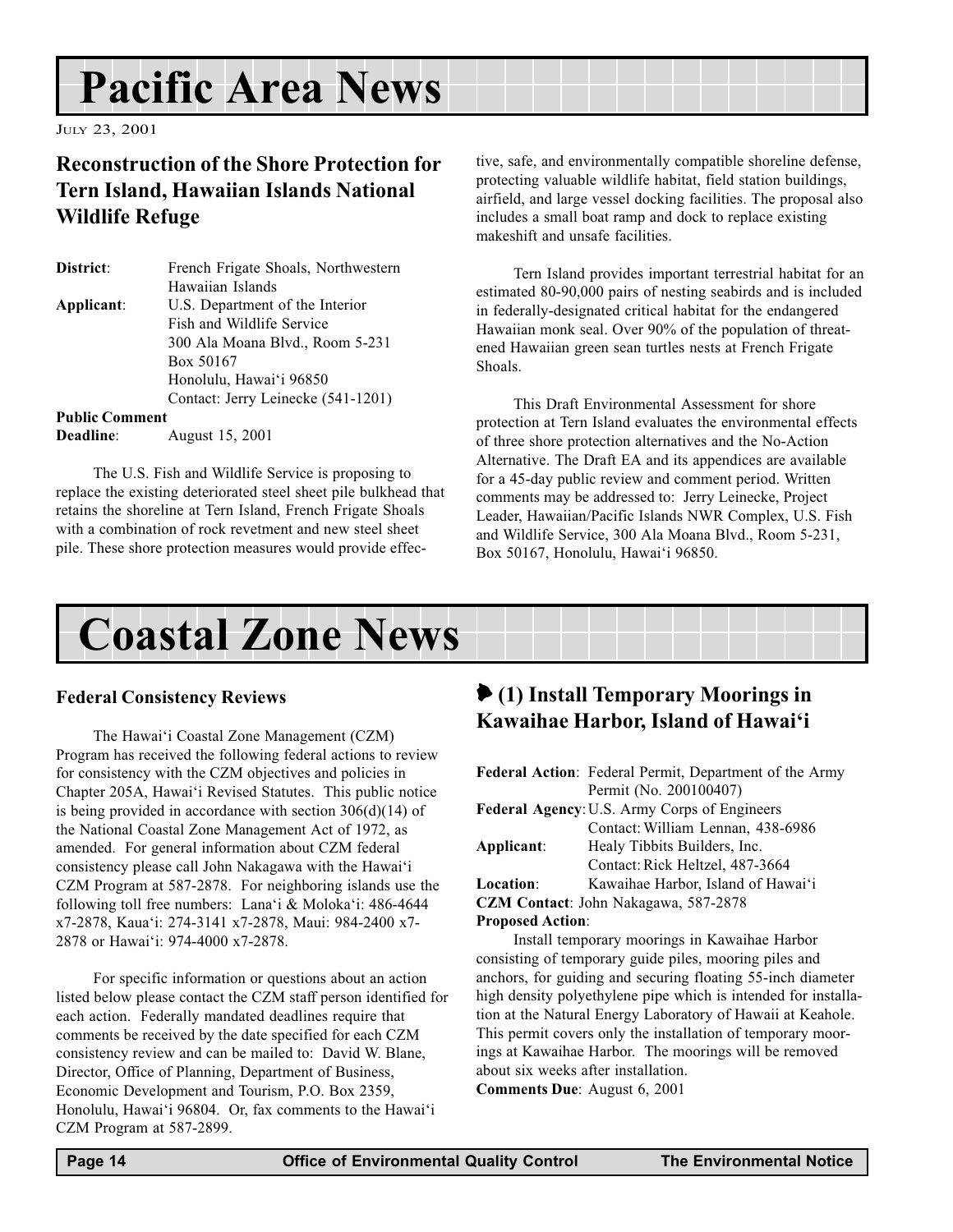# Pacific Area News

July 23, 2001

## Reconstruction of the Shore Protection for Tern Island, Hawaiian Islands National Wildlife Refuge

**District**: French Frigate Shoals, Northwestern Hawaiian Islands
**Applicant**: U.S. Department of the Interior
Fish and Wildlife Service
300 Ala Moana Blvd., Room 5-231
Box 50167
Honolulu, Hawai'i 96850
Contact: Jerry Leinecke (541-1201)
**Public Comment Deadline**: August 15, 2001

The U.S. Fish and Wildlife Service is proposing to replace the existing deteriorated steel sheet pile bulkhead that retains the shoreline at Tern Island, French Frigate Shoals with a combination of rock revetment and new steel sheet pile. These shore protection measures would provide effective, safe, and environmentally compatible shoreline defense, protecting valuable wildlife habitat, field station buildings, airfield, and large vessel docking facilities. The proposal also includes a small boat ramp and dock to replace existing makeshift and unsafe facilities.

Tern Island provides important terrestrial habitat for an estimated 80-90,000 pairs of nesting seabirds and is included in federally-designated critical habitat for the endangered Hawaiian monk seal. Over 90% of the population of threatened Hawaiian green sean turtles nests at French Frigate Shoals.

This Draft Environmental Assessment for shore protection at Tern Island evaluates the environmental effects of three shore protection alternatives and the No-Action Alternative. The Draft EA and its appendices are available for a 45-day public review and comment period. Written comments may be addressed to: Jerry Leinecke, Project Leader, Hawaiian/Pacific Islands NWR Complex, U.S. Fish and Wildlife Service, 300 Ala Moana Blvd., Room 5-231, Box 50167, Honolulu, Hawai'i 96850.

# Coastal Zone News

### Federal Consistency Reviews

The Hawai'i Coastal Zone Management (CZM) Program has received the following federal actions to review for consistency with the CZM objectives and policies in Chapter 205A, Hawai'i Revised Statutes. This public notice is being provided in accordance with section 306(d)(14) of the National Coastal Zone Management Act of 1972, as amended. For general information about CZM federal consistency please call John Nakagawa with the Hawai'i CZM Program at 587-2878. For neighboring islands use the following toll free numbers: Lana'i & Moloka'i: 486-4644 x7-2878, Kaua'i: 274-3141 x7-2878, Maui: 984-2400 x7-2878 or Hawai'i: 974-4000 x7-2878.

For specific information or questions about an action listed below please contact the CZM staff person identified for each action. Federally mandated deadlines require that comments be received by the date specified for each CZM consistency review and can be mailed to: David W. Blane, Director, Office of Planning, Department of Business, Economic Development and Tourism, P.O. Box 2359, Honolulu, Hawai'i 96804. Or, fax comments to the Hawai'i CZM Program at 587-2899.

## (1) Install Temporary Moorings in Kawaihae Harbor, Island of Hawai'i

**Federal Action**: Federal Permit, Department of the Army Permit (No. 200100407)
**Federal Agency**: U.S. Army Corps of Engineers
Contact: William Lennan, 438-6986
**Applicant**: Healy Tibbits Builders, Inc.
Contact: Rick Heltzel, 487-3664
**Location**: Kawaihae Harbor, Island of Hawai'i
**CZM Contact**: John Nakagawa, 587-2878
**Proposed Action**:

Install temporary moorings in Kawaihae Harbor consisting of temporary guide piles, mooring piles and anchors, for guiding and securing floating 55-inch diameter high density polyethylene pipe which is intended for installation at the Natural Energy Laboratory of Hawaii at Keahole. This permit covers only the installation of temporary moorings at Kawaihae Harbor. The moorings will be removed about six weeks after installation.

**Comments Due**: August 6, 2001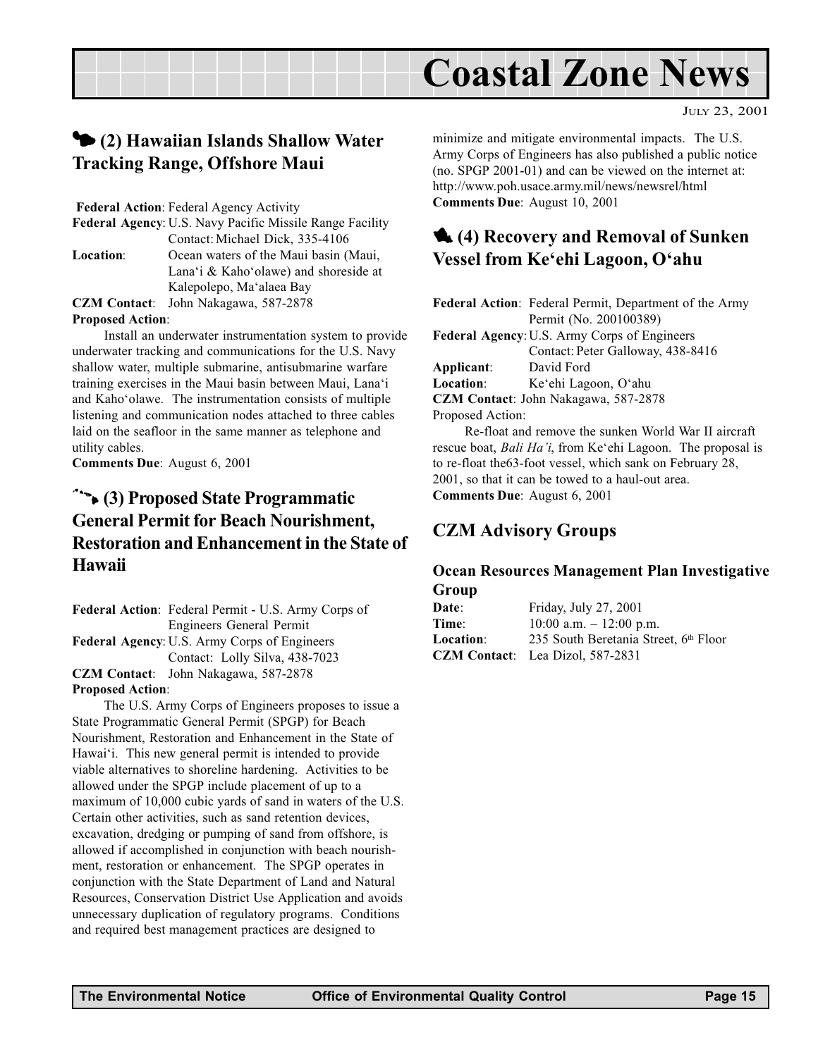# Coastal Zone News

JULY 23, 2001

## (2) Hawaiian Islands Shallow Water Tracking Range, Offshore Maui

**Federal Action**: Federal Agency Activity
**Federal Agency**: U.S. Navy Pacific Missile Range Facility
Contact: Michael Dick, 335-4106
**Location**: Ocean waters of the Maui basin (Maui, Lana'i & Kaho'olawe) and shoreside at Kalepolepo, Ma'alaea Bay
**CZM Contact**: John Nakagawa, 587-2878
**Proposed Action**:

Install an underwater instrumentation system to provide underwater tracking and communications for the U.S. Navy shallow water, multiple submarine, antisubmarine warfare training exercises in the Maui basin between Maui, Lana'i and Kaho'olawe. The instrumentation consists of multiple listening and communication nodes attached to three cables laid on the seafloor in the same manner as telephone and utility cables.

**Comments Due**: August 6, 2001

## (3) Proposed State Programmatic General Permit for Beach Nourishment, Restoration and Enhancement in the State of Hawaii

**Federal Action**: Federal Permit - U.S. Army Corps of Engineers General Permit
**Federal Agency**: U.S. Army Corps of Engineers
Contact: Lolly Silva, 438-7023
**CZM Contact**: John Nakagawa, 587-2878
**Proposed Action**:

The U.S. Army Corps of Engineers proposes to issue a State Programmatic General Permit (SPGP) for Beach Nourishment, Restoration and Enhancement in the State of Hawai'i. This new general permit is intended to provide viable alternatives to shoreline hardening. Activities to be allowed under the SPGP include placement of up to a maximum of 10,000 cubic yards of sand in waters of the U.S. Certain other activities, such as sand retention devices, excavation, dredging or pumping of sand from offshore, is allowed if accomplished in conjunction with beach nourishment, restoration or enhancement. The SPGP operates in conjunction with the State Department of Land and Natural Resources, Conservation District Use Application and avoids unnecessary duplication of regulatory programs. Conditions and required best management practices are designed to minimize and mitigate environmental impacts. The U.S. Army Corps of Engineers has also published a public notice (no. SPGP 2001-01) and can be viewed on the internet at: http://www.poh.usace.army.mil/news/newsrel/html

**Comments Due**: August 10, 2001

## (4) Recovery and Removal of Sunken Vessel from Ke'ehi Lagoon, O'ahu

**Federal Action**: Federal Permit, Department of the Army Permit (No. 200100389)
**Federal Agency**: U.S. Army Corps of Engineers
Contact: Peter Galloway, 438-8416
**Applicant**: David Ford
**Location**: Ke'ehi Lagoon, O'ahu
**CZM Contact**: John Nakagawa, 587-2878
Proposed Action:

Re-float and remove the sunken World War II aircraft rescue boat, *Bali Ha'i*, from Ke'ehi Lagoon. The proposal is to re-float the63-foot vessel, which sank on February 28, 2001, so that it can be towed to a haul-out area.

**Comments Due**: August 6, 2001

## CZM Advisory Groups

### Ocean Resources Management Plan Investigative Group

**Date**: Friday, July 27, 2001
**Time**: 10:00 a.m. – 12:00 p.m.
**Location**: 235 South Beretania Street, 6th Floor
**CZM Contact**: Lea Dizol, 587-2831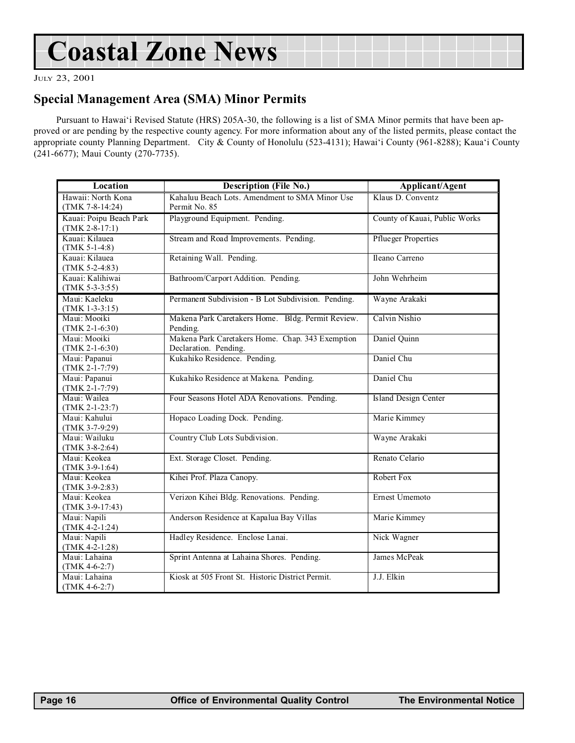# Coastal Zone News

JULY 23, 2001

## Special Management Area (SMA) Minor Permits

Pursuant to Hawai'i Revised Statute (HRS) 205A-30, the following is a list of SMA Minor permits that have been approved or are pending by the respective county agency. For more information about any of the listed permits, please contact the appropriate county Planning Department. City & County of Honolulu (523-4131); Hawai'i County (961-8288); Kaua'i County (241-6677); Maui County (270-7735).

| Location | Description (File No.) | Applicant/Agent |
|---|---|---|
| Hawaii: North Kona (TMK 7-8-14:24) | Kahaluu Beach Lots. Amendment to SMA Minor Use Permit No. 85 | Klaus D. Conventz |
| Kauai: Poipu Beach Park (TMK 2-8-17:1) | Playground Equipment. Pending. | County of Kauai, Public Works |
| Kauai: Kilauea (TMK 5-1-4:8) | Stream and Road Improvements. Pending. | Pflueger Properties |
| Kauai: Kilauea (TMK 5-2-4:83) | Retaining Wall. Pending. | Ileano Carreno |
| Kauai: Kalihiwai (TMK 5-3-3:55) | Bathroom/Carport Addition. Pending. | John Wehrheim |
| Maui: Kaeleku (TMK 1-3-3:15) | Permanent Subdivision - B Lot Subdivision. Pending. | Wayne Arakaki |
| Maui: Mooiki (TMK 2-1-6:30) | Makena Park Caretakers Home. Bldg. Permit Review. Pending. | Calvin Nishio |
| Maui: Mooiki (TMK 2-1-6:30) | Makena Park Caretakers Home. Chap. 343 Exemption Declaration. Pending. | Daniel Quinn |
| Maui: Papanui (TMK 2-1-7:79) | Kukahiko Residence. Pending. | Daniel Chu |
| Maui: Papanui (TMK 2-1-7:79) | Kukahiko Residence at Makena. Pending. | Daniel Chu |
| Maui: Wailea (TMK 2-1-23:7) | Four Seasons Hotel ADA Renovations. Pending. | Island Design Center |
| Maui: Kahului (TMK 3-7-9:29) | Hopaco Loading Dock. Pending. | Marie Kimmey |
| Maui: Wailuku (TMK 3-8-2:64) | Country Club Lots Subdivision. | Wayne Arakaki |
| Maui: Keokea (TMK 3-9-1:64) | Ext. Storage Closet. Pending. | Renato Celario |
| Maui: Keokea (TMK 3-9-2:83) | Kihei Prof. Plaza Canopy. | Robert Fox |
| Maui: Keokea (TMK 3-9-17:43) | Verizon Kihei Bldg. Renovations. Pending. | Ernest Umemoto |
| Maui: Napili (TMK 4-2-1:24) | Anderson Residence at Kapalua Bay Villas | Marie Kimmey |
| Maui: Napili (TMK 4-2-1:28) | Hadley Residence. Enclose Lanai. | Nick Wagner |
| Maui: Lahaina (TMK 4-6-2:7) | Sprint Antenna at Lahaina Shores. Pending. | James McPeak |
| Maui: Lahaina (TMK 4-6-2:7) | Kiosk at 505 Front St. Historic District Permit. | J.J. Elkin |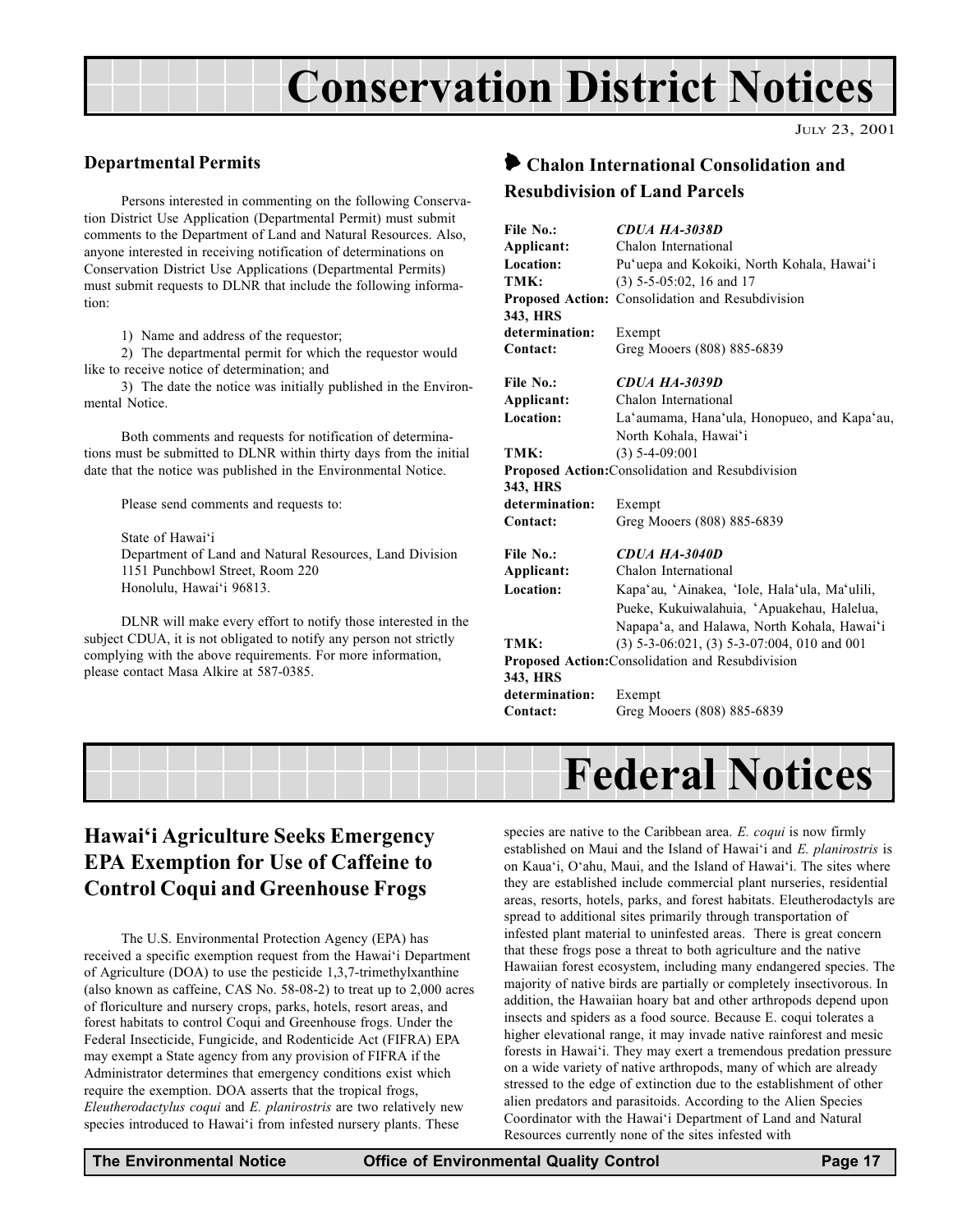# Conservation District Notices

JULY 23, 2001

### Departmental Permits

Persons interested in commenting on the following Conservation District Use Application (Departmental Permit) must submit comments to the Department of Land and Natural Resources. Also, anyone interested in receiving notification of determinations on Conservation District Use Applications (Departmental Permits) must submit requests to DLNR that include the following information:

1) Name and address of the requestor;

2) The departmental permit for which the requestor would like to receive notice of determination; and

3) The date the notice was initially published in the Environmental Notice.

Both comments and requests for notification of determinations must be submitted to DLNR within thirty days from the initial date that the notice was published in the Environmental Notice.

Please send comments and requests to:

State of Hawai'i
Department of Land and Natural Resources, Land Division
1151 Punchbowl Street, Room 220
Honolulu, Hawai'i 96813.

DLNR will make every effort to notify those interested in the subject CDUA, it is not obligated to notify any person not strictly complying with the above requirements. For more information, please contact Masa Alkire at 587-0385.

### Chalon International Consolidation and Resubdivision of Land Parcels

**File No.:** *CDUA HA-3038D*
**Applicant:** Chalon International
**Location:** Pu'uepa and Kokoiki, North Kohala, Hawai'i
**TMK:** (3) 5-5-05:02, 16 and 17
**Proposed Action:** Consolidation and Resubdivision
**343, HRS determination:** Exempt
**Contact:** Greg Mooers (808) 885-6839

**File No.:** *CDUA HA-3039D*
**Applicant:** Chalon International
**Location:** La'aumama, Hana'ula, Honopueo, and Kapa'au, North Kohala, Hawai'i
**TMK:** (3) 5-4-09:001
**Proposed Action:** Consolidation and Resubdivision
**343, HRS determination:** Exempt
**Contact:** Greg Mooers (808) 885-6839

**File No.:** *CDUA HA-3040D*
**Applicant:** Chalon International
**Location:** Kapa'au, 'Ainakea, 'Iole, Hala'ula, Ma'ulili, Pueke, Kukuiwalahuia, 'Apuakehau, Halelua, Napapa'a, and Halawa, North Kohala, Hawai'i
**TMK:** (3) 5-3-06:021, (3) 5-3-07:004, 010 and 001
**Proposed Action:** Consolidation and Resubdivision
**343, HRS determination:** Exempt
**Contact:** Greg Mooers (808) 885-6839

# Federal Notices

## Hawai'i Agriculture Seeks Emergency EPA Exemption for Use of Caffeine to Control Coqui and Greenhouse Frogs

The U.S. Environmental Protection Agency (EPA) has received a specific exemption request from the Hawai'i Department of Agriculture (DOA) to use the pesticide 1,3,7-trimethylxanthine (also known as caffeine, CAS No. 58-08-2) to treat up to 2,000 acres of floriculture and nursery crops, parks, hotels, resort areas, and forest habitats to control Coqui and Greenhouse frogs. Under the Federal Insecticide, Fungicide, and Rodenticide Act (FIFRA) EPA may exempt a State agency from any provision of FIFRA if the Administrator determines that emergency conditions exist which require the exemption. DOA asserts that the tropical frogs, *Eleutherodactylus coqui* and *E. planirostris* are two relatively new species introduced to Hawai'i from infested nursery plants. These species are native to the Caribbean area. *E. coqui* is now firmly established on Maui and the Island of Hawai'i and *E. planirostris* is on Kaua'i, O'ahu, Maui, and the Island of Hawai'i. The sites where they are established include commercial plant nurseries, residential areas, resorts, hotels, parks, and forest habitats. Eleutherodactyls are spread to additional sites primarily through transportation of infested plant material to uninfested areas. There is great concern that these frogs pose a threat to both agriculture and the native Hawaiian forest ecosystem, including many endangered species. The majority of native birds are partially or completely insectivorous. In addition, the Hawaiian hoary bat and other arthropods depend upon insects and spiders as a food source. Because E. coqui tolerates a higher elevational range, it may invade native rainforest and mesic forests in Hawai'i. They may exert a tremendous predation pressure on a wide variety of native arthropods, many of which are already stressed to the edge of extinction due to the establishment of other alien predators and parasitoids. According to the Alien Species Coordinator with the Hawai'i Department of Land and Natural Resources currently none of the sites infested with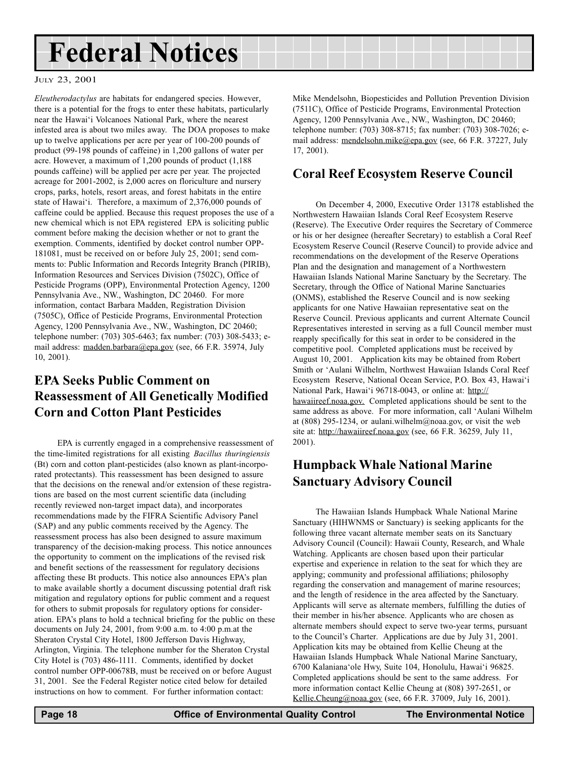*Eleutherodactylus* are habitats for endangered species. However, there is a potential for the frogs to enter these habitats, particularly near the Hawai'i Volcanoes National Park, where the nearest infested area is about two miles away. The DOA proposes to make up to twelve applications per acre per year of 100-200 pounds of product (99-198 pounds of caffeine) in 1,200 gallons of water per acre. However, a maximum of 1,200 pounds of product (1,188 pounds caffeine) will be applied per acre per year. The projected acreage for 2001-2002, is 2,000 acres on floriculture and nursery crops, parks, hotels, resort areas, and forest habitats in the entire state of Hawai'i. Therefore, a maximum of 2,376,000 pounds of caffeine could be applied. Because this request proposes the use of a new chemical which is not EPA registered EPA is soliciting public comment before making the decision whether or not to grant the exemption. Comments, identified by docket control number OPP-181081, must be received on or before July 25, 2001; send comments to: Public Information and Records Integrity Branch (PIRIB), Information Resources and Services Division (7502C), Office of Pesticide Programs (OPP), Environmental Protection Agency, 1200 Pennsylvania Ave., NW., Washington, DC 20460. For more information, contact Barbara Madden, Registration Division (7505C), Office of Pesticide Programs, Environmental Protection Agency, 1200 Pennsylvania Ave., NW., Washington, DC 20460; telephone number: (703) 305-6463; fax number: (703) 308-5433; e-mail address: madden.barbara@epa.gov (see, 66 F.R. 35974, July 10, 2001).

## EPA Seeks Public Comment on Reassessment of All Genetically Modified Corn and Cotton Plant Pesticides

EPA is currently engaged in a comprehensive reassessment of the time-limited registrations for all existing *Bacillus thuringiensis* (Bt) corn and cotton plant-pesticides (also known as plant-incorporated protectants). This reassessment has been designed to assure that the decisions on the renewal and/or extension of these registrations are based on the most current scientific data (including recently reviewed non-target impact data), and incorporates recommendations made by the FIFRA Scientific Advisory Panel (SAP) and any public comments received by the Agency. The reassessment process has also been designed to assure maximum transparency of the decision-making process. This notice announces the opportunity to comment on the implications of the revised risk and benefit sections of the reassessment for regulatory decisions affecting these Bt products. This notice also announces EPA's plan to make available shortly a document discussing potential draft risk mitigation and regulatory options for public comment and a request for others to submit proposals for regulatory options for consideration. EPA's plans to hold a technical briefing for the public on these documents on July 24, 2001, from 9:00 a.m. to 4:00 p.m.at the Sheraton Crystal City Hotel, 1800 Jefferson Davis Highway, Arlington, Virginia. The telephone number for the Sheraton Crystal City Hotel is (703) 486-1111. Comments, identified by docket control number OPP-00678B, must be received on or before August 31, 2001. See the Federal Register notice cited below for detailed instructions on how to comment. For further information contact: Mike Mendelsohn, Biopesticides and Pollution Prevention Division (7511C), Office of Pesticide Programs, Environmental Protection Agency, 1200 Pennsylvania Ave., NW., Washington, DC 20460; telephone number: (703) 308-8715; fax number: (703) 308-7026; e-mail address: mendelsohn.mike@epa.gov (see, 66 F.R. 37227, July 17, 2001).

## Coral Reef Ecosystem Reserve Council

On December 4, 2000, Executive Order 13178 established the Northwestern Hawaiian Islands Coral Reef Ecosystem Reserve (Reserve). The Executive Order requires the Secretary of Commerce or his or her designee (hereafter Secretary) to establish a Coral Reef Ecosystem Reserve Council (Reserve Council) to provide advice and recommendations on the development of the Reserve Operations Plan and the designation and management of a Northwestern Hawaiian Islands National Marine Sanctuary by the Secretary. The Secretary, through the Office of National Marine Sanctuaries (ONMS), established the Reserve Council and is now seeking applicants for one Native Hawaiian representative seat on the Reserve Council. Previous applicants and current Alternate Council Representatives interested in serving as a full Council member must reapply specifically for this seat in order to be considered in the competitive pool. Completed applications must be received by August 10, 2001. Application kits may be obtained from Robert Smith or 'Aulani Wilhelm, Northwest Hawaiian Islands Coral Reef Ecosystem Reserve, National Ocean Service, P.O. Box 43, Hawai'i National Park, Hawai'i 96718-0043, or online at: http://hawaiireef.noaa.gov. Completed applications should be sent to the same address as above. For more information, call 'Aulani Wilhelm at (808) 295-1234, or aulani.wilhelm@noaa.gov, or visit the web site at: http://hawaiireef.noaa.gov (see, 66 F.R. 36259, July 11, 2001).

## Humpback Whale National Marine Sanctuary Advisory Council

The Hawaiian Islands Humpback Whale National Marine Sanctuary (HIHWNMS or Sanctuary) is seeking applicants for the following three vacant alternate member seats on its Sanctuary Advisory Council (Council): Hawaii County, Research, and Whale Watching. Applicants are chosen based upon their particular expertise and experience in relation to the seat for which they are applying; community and professional affiliations; philosophy regarding the conservation and management of marine resources; and the length of residence in the area affected by the Sanctuary. Applicants will serve as alternate members, fulfilling the duties of their member in his/her absence. Applicants who are chosen as alternate members should expect to serve two-year terms, pursuant to the Council's Charter. Applications are due by July 31, 2001. Application kits may be obtained from Kellie Cheung at the Hawaiian Islands Humpback Whale National Marine Sanctuary, 6700 Kalaniana'ole Hwy, Suite 104, Honolulu, Hawai'i 96825. Completed applications should be sent to the same address. For more information contact Kellie Cheung at (808) 397-2651, or Kellie.Cheung@noaa.gov (see, 66 F.R. 37009, July 16, 2001).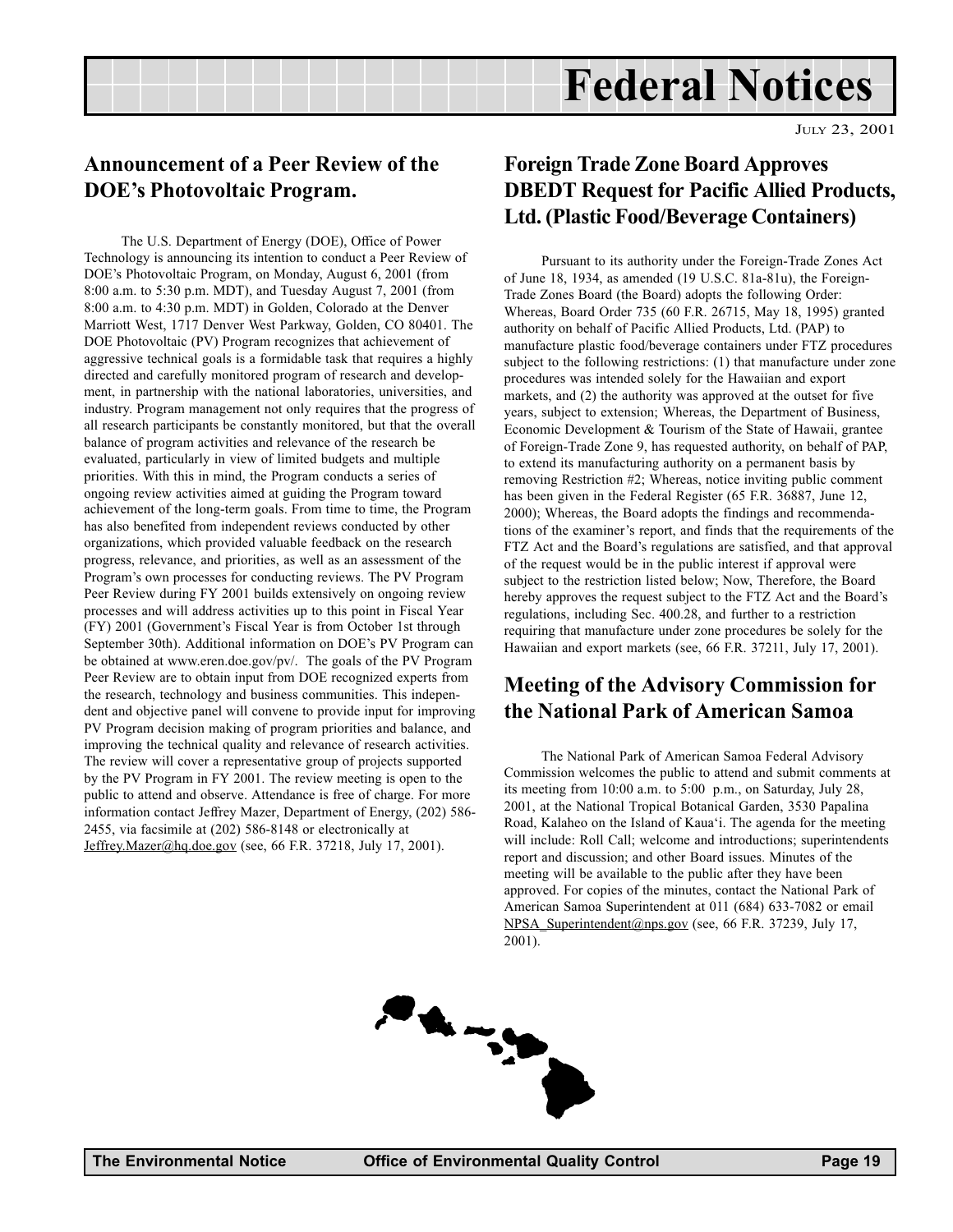# Federal Notices

JULY 23, 2001

## Announcement of a Peer Review of the DOE's Photovoltaic Program.

The U.S. Department of Energy (DOE), Office of Power Technology is announcing its intention to conduct a Peer Review of DOE's Photovoltaic Program, on Monday, August 6, 2001 (from 8:00 a.m. to 5:30 p.m. MDT), and Tuesday August 7, 2001 (from 8:00 a.m. to 4:30 p.m. MDT) in Golden, Colorado at the Denver Marriott West, 1717 Denver West Parkway, Golden, CO 80401. The DOE Photovoltaic (PV) Program recognizes that achievement of aggressive technical goals is a formidable task that requires a highly directed and carefully monitored program of research and development, in partnership with the national laboratories, universities, and industry. Program management not only requires that the progress of all research participants be constantly monitored, but that the overall balance of program activities and relevance of the research be evaluated, particularly in view of limited budgets and multiple priorities. With this in mind, the Program conducts a series of ongoing review activities aimed at guiding the Program toward achievement of the long-term goals. From time to time, the Program has also benefited from independent reviews conducted by other organizations, which provided valuable feedback on the research progress, relevance, and priorities, as well as an assessment of the Program's own processes for conducting reviews. The PV Program Peer Review during FY 2001 builds extensively on ongoing review processes and will address activities up to this point in Fiscal Year (FY) 2001 (Government's Fiscal Year is from October 1st through September 30th). Additional information on DOE's PV Program can be obtained at www.eren.doe.gov/pv/. The goals of the PV Program Peer Review are to obtain input from DOE recognized experts from the research, technology and business communities. This independent and objective panel will convene to provide input for improving PV Program decision making of program priorities and balance, and improving the technical quality and relevance of research activities. The review will cover a representative group of projects supported by the PV Program in FY 2001. The review meeting is open to the public to attend and observe. Attendance is free of charge. For more information contact Jeffrey Mazer, Department of Energy, (202) 586-2455, via facsimile at (202) 586-8148 or electronically at Jeffrey.Mazer@hq.doe.gov (see, 66 F.R. 37218, July 17, 2001).

## Foreign Trade Zone Board Approves DBEDT Request for Pacific Allied Products, Ltd. (Plastic Food/Beverage Containers)

Pursuant to its authority under the Foreign-Trade Zones Act of June 18, 1934, as amended (19 U.S.C. 81a-81u), the Foreign-Trade Zones Board (the Board) adopts the following Order: Whereas, Board Order 735 (60 F.R. 26715, May 18, 1995) granted authority on behalf of Pacific Allied Products, Ltd. (PAP) to manufacture plastic food/beverage containers under FTZ procedures subject to the following restrictions: (1) that manufacture under zone procedures was intended solely for the Hawaiian and export markets, and (2) the authority was approved at the outset for five years, subject to extension; Whereas, the Department of Business, Economic Development & Tourism of the State of Hawaii, grantee of Foreign-Trade Zone 9, has requested authority, on behalf of PAP, to extend its manufacturing authority on a permanent basis by removing Restriction #2; Whereas, notice inviting public comment has been given in the Federal Register (65 F.R. 36887, June 12, 2000); Whereas, the Board adopts the findings and recommendations of the examiner's report, and finds that the requirements of the FTZ Act and the Board's regulations are satisfied, and that approval of the request would be in the public interest if approval were subject to the restriction listed below; Now, Therefore, the Board hereby approves the request subject to the FTZ Act and the Board's regulations, including Sec. 400.28, and further to a restriction requiring that manufacture under zone procedures be solely for the Hawaiian and export markets (see, 66 F.R. 37211, July 17, 2001).

## Meeting of the Advisory Commission for the National Park of American Samoa

The National Park of American Samoa Federal Advisory Commission welcomes the public to attend and submit comments at its meeting from 10:00 a.m. to 5:00 p.m., on Saturday, July 28, 2001, at the National Tropical Botanical Garden, 3530 Papalina Road, Kalaheo on the Island of Kaua'i. The agenda for the meeting will include: Roll Call; welcome and introductions; superintendents report and discussion; and other Board issues. Minutes of the meeting will be available to the public after they have been approved. For copies of the minutes, contact the National Park of American Samoa Superintendent at 011 (684) 633-7082 or email NPSA_Superintendent@nps.gov (see, 66 F.R. 37239, July 17, 2001).